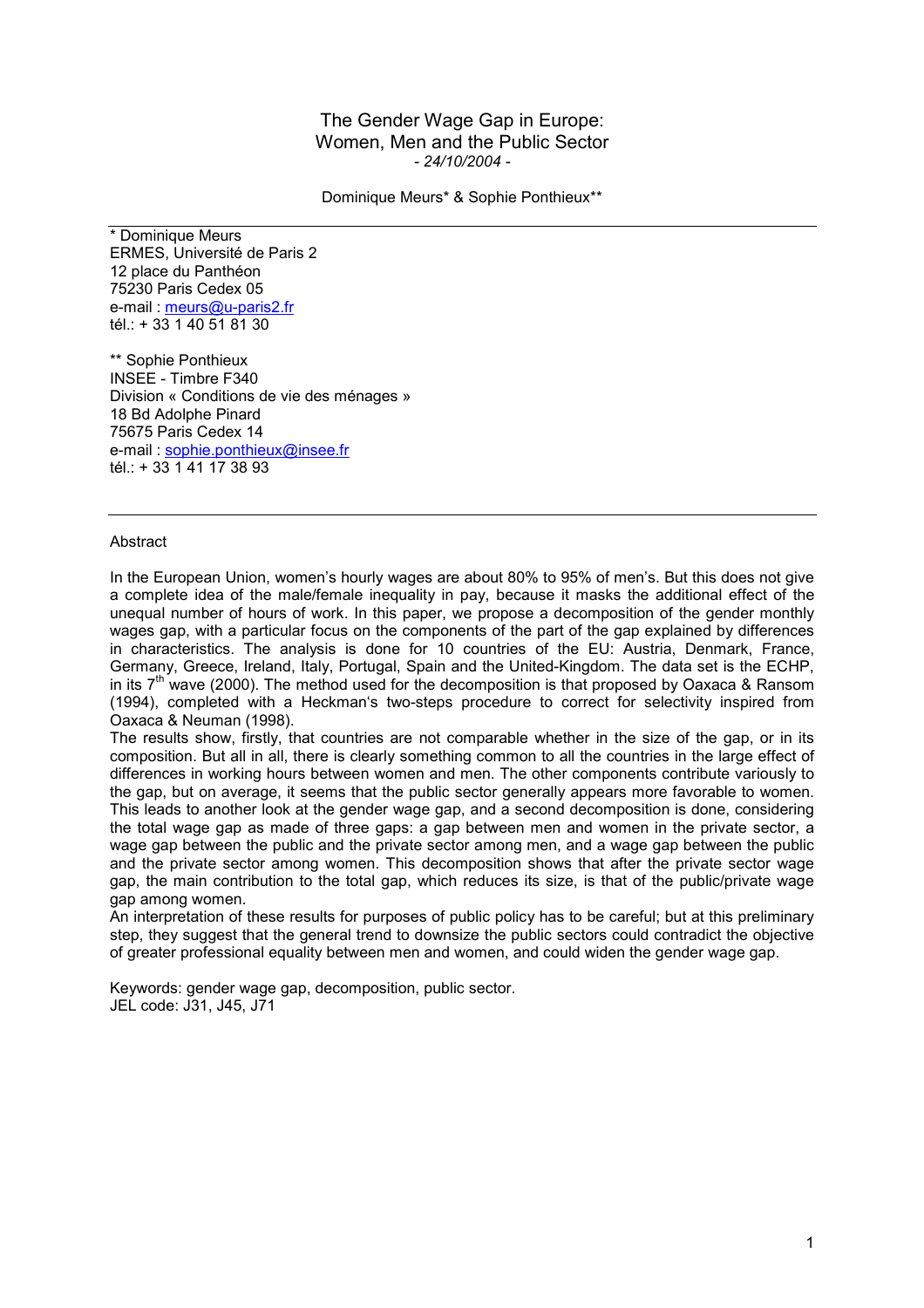# The Gender Wage Gap in Europe: Women, Men and the Public Sector

*- 24/10/2004 -*

Dominique Meurs* & Sophie Ponthieux**

---

\* Dominique Meurs
ERMES, Université de Paris 2
12 place du Panthéon
75230 Paris Cedex 05
e-mail : meurs@u-paris2.fr
tél.: + 33 1 40 51 81 30

\** Sophie Ponthieux
INSEE - Timbre F340
Division « Conditions de vie des ménages »
18 Bd Adolphe Pinard
75675 Paris Cedex 14
e-mail : sophie.ponthieux@insee.fr
tél.: + 33 1 41 17 38 93

---

Abstract

In the European Union, women's hourly wages are about 80% to 95% of men's. But this does not give a complete idea of the male/female inequality in pay, because it masks the additional effect of the unequal number of hours of work. In this paper, we propose a decomposition of the gender monthly wages gap, with a particular focus on the components of the part of the gap explained by differences in characteristics. The analysis is done for 10 countries of the EU: Austria, Denmark, France, Germany, Greece, Ireland, Italy, Portugal, Spain and the United-Kingdom. The data set is the ECHP, in its 7th wave (2000). The method used for the decomposition is that proposed by Oaxaca & Ransom (1994), completed with a Heckman's two-steps procedure to correct for selectivity inspired from Oaxaca & Neuman (1998).

The results show, firstly, that countries are not comparable whether in the size of the gap, or in its composition. But all in all, there is clearly something common to all the countries in the large effect of differences in working hours between women and men. The other components contribute variously to the gap, but on average, it seems that the public sector generally appears more favorable to women. This leads to another look at the gender wage gap, and a second decomposition is done, considering the total wage gap as made of three gaps: a gap between men and women in the private sector, a wage gap between the public and the private sector among men, and a wage gap between the public and the private sector among women. This decomposition shows that after the private sector wage gap, the main contribution to the total gap, which reduces its size, is that of the public/private wage gap among women.

An interpretation of these results for purposes of public policy has to be careful; but at this preliminary step, they suggest that the general trend to downsize the public sectors could contradict the objective of greater professional equality between men and women, and could widen the gender wage gap.

Keywords: gender wage gap, decomposition, public sector.
JEL code: J31, J45, J71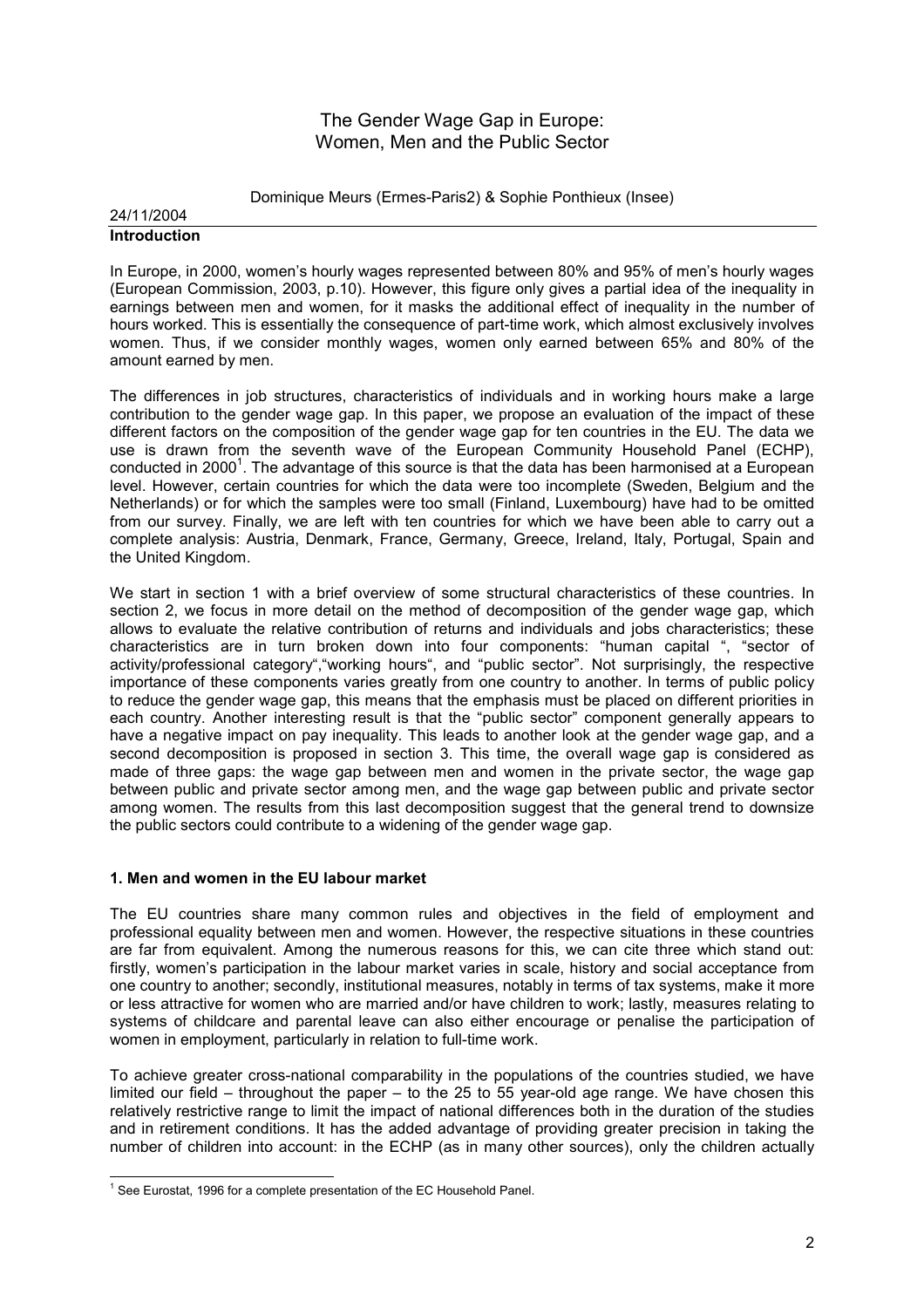# The Gender Wage Gap in Europe: Women, Men and the Public Sector

Dominique Meurs (Ermes-Paris2) & Sophie Ponthieux (Insee)

24/11/2004

## Introduction

In Europe, in 2000, women's hourly wages represented between 80% and 95% of men's hourly wages (European Commission, 2003, p.10). However, this figure only gives a partial idea of the inequality in earnings between men and women, for it masks the additional effect of inequality in the number of hours worked. This is essentially the consequence of part-time work, which almost exclusively involves women. Thus, if we consider monthly wages, women only earned between 65% and 80% of the amount earned by men.

The differences in job structures, characteristics of individuals and in working hours make a large contribution to the gender wage gap. In this paper, we propose an evaluation of the impact of these different factors on the composition of the gender wage gap for ten countries in the EU. The data we use is drawn from the seventh wave of the European Community Household Panel (ECHP), conducted in 2000[1]. The advantage of this source is that the data has been harmonised at a European level. However, certain countries for which the data were too incomplete (Sweden, Belgium and the Netherlands) or for which the samples were too small (Finland, Luxembourg) have had to be omitted from our survey. Finally, we are left with ten countries for which we have been able to carry out a complete analysis: Austria, Denmark, France, Germany, Greece, Ireland, Italy, Portugal, Spain and the United Kingdom.

We start in section 1 with a brief overview of some structural characteristics of these countries. In section 2, we focus in more detail on the method of decomposition of the gender wage gap, which allows to evaluate the relative contribution of returns and individuals and jobs characteristics; these characteristics are in turn broken down into four components: "human capital ", "sector of activity/professional category","working hours", and "public sector". Not surprisingly, the respective importance of these components varies greatly from one country to another. In terms of public policy to reduce the gender wage gap, this means that the emphasis must be placed on different priorities in each country. Another interesting result is that the "public sector" component generally appears to have a negative impact on pay inequality. This leads to another look at the gender wage gap, and a second decomposition is proposed in section 3. This time, the overall wage gap is considered as made of three gaps: the wage gap between men and women in the private sector, the wage gap between public and private sector among men, and the wage gap between public and private sector among women. The results from this last decomposition suggest that the general trend to downsize the public sectors could contribute to a widening of the gender wage gap.

### 1. Men and women in the EU labour market

The EU countries share many common rules and objectives in the field of employment and professional equality between men and women. However, the respective situations in these countries are far from equivalent. Among the numerous reasons for this, we can cite three which stand out: firstly, women's participation in the labour market varies in scale, history and social acceptance from one country to another; secondly, institutional measures, notably in terms of tax systems, make it more or less attractive for women who are married and/or have children to work; lastly, measures relating to systems of childcare and parental leave can also either encourage or penalise the participation of women in employment, particularly in relation to full-time work.

To achieve greater cross-national comparability in the populations of the countries studied, we have limited our field – throughout the paper – to the 25 to 55 year-old age range. We have chosen this relatively restrictive range to limit the impact of national differences both in the duration of the studies and in retirement conditions. It has the added advantage of providing greater precision in taking the number of children into account: in the ECHP (as in many other sources), only the children actually

[1] See Eurostat, 1996 for a complete presentation of the EC Household Panel.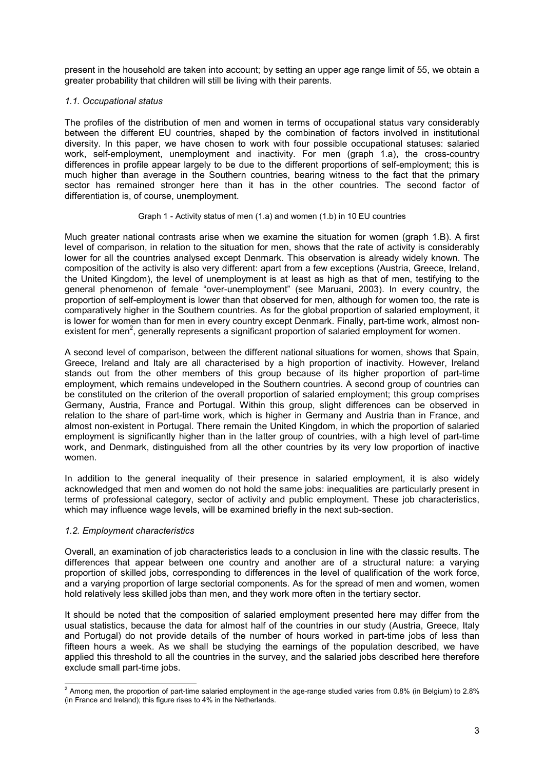present in the household are taken into account; by setting an upper age range limit of 55, we obtain a greater probability that children will still be living with their parents.

### *1.1. Occupational status*

The profiles of the distribution of men and women in terms of occupational status vary considerably between the different EU countries, shaped by the combination of factors involved in institutional diversity. In this paper, we have chosen to work with four possible occupational statuses: salaried work, self-employment, unemployment and inactivity. For men (graph 1.a), the cross-country differences in profile appear largely to be due to the different proportions of self-employment; this is much higher than average in the Southern countries, bearing witness to the fact that the primary sector has remained stronger here than it has in the other countries. The second factor of differentiation is, of course, unemployment.

Graph 1 - Activity status of men (1.a) and women (1.b) in 10 EU countries

Much greater national contrasts arise when we examine the situation for women (graph 1.B). A first level of comparison, in relation to the situation for men, shows that the rate of activity is considerably lower for all the countries analysed except Denmark. This observation is already widely known. The composition of the activity is also very different: apart from a few exceptions (Austria, Greece, Ireland, the United Kingdom), the level of unemployment is at least as high as that of men, testifying to the general phenomenon of female "over-unemployment" (see Maruani, 2003). In every country, the proportion of self-employment is lower than that observed for men, although for women too, the rate is comparatively higher in the Southern countries. As for the global proportion of salaried employment, it is lower for women than for men in every country except Denmark. Finally, part-time work, almost non-existent for men[2], generally represents a significant proportion of salaried employment for women.

A second level of comparison, between the different national situations for women, shows that Spain, Greece, Ireland and Italy are all characterised by a high proportion of inactivity. However, Ireland stands out from the other members of this group because of its higher proportion of part-time employment, which remains undeveloped in the Southern countries. A second group of countries can be constituted on the criterion of the overall proportion of salaried employment; this group comprises Germany, Austria, France and Portugal. Within this group, slight differences can be observed in relation to the share of part-time work, which is higher in Germany and Austria than in France, and almost non-existent in Portugal. There remain the United Kingdom, in which the proportion of salaried employment is significantly higher than in the latter group of countries, with a high level of part-time work, and Denmark, distinguished from all the other countries by its very low proportion of inactive women.

In addition to the general inequality of their presence in salaried employment, it is also widely acknowledged that men and women do not hold the same jobs: inequalities are particularly present in terms of professional category, sector of activity and public employment. These job characteristics, which may influence wage levels, will be examined briefly in the next sub-section.

### *1.2. Employment characteristics*

Overall, an examination of job characteristics leads to a conclusion in line with the classic results. The differences that appear between one country and another are of a structural nature: a varying proportion of skilled jobs, corresponding to differences in the level of qualification of the work force, and a varying proportion of large sectorial components. As for the spread of men and women, women hold relatively less skilled jobs than men, and they work more often in the tertiary sector.

It should be noted that the composition of salaried employment presented here may differ from the usual statistics, because the data for almost half of the countries in our study (Austria, Greece, Italy and Portugal) do not provide details of the number of hours worked in part-time jobs of less than fifteen hours a week. As we shall be studying the earnings of the population described, we have applied this threshold to all the countries in the survey, and the salaried jobs described here therefore exclude small part-time jobs.

[2] Among men, the proportion of part-time salaried employment in the age-range studied varies from 0.8% (in Belgium) to 2.8% (in France and Ireland); this figure rises to 4% in the Netherlands.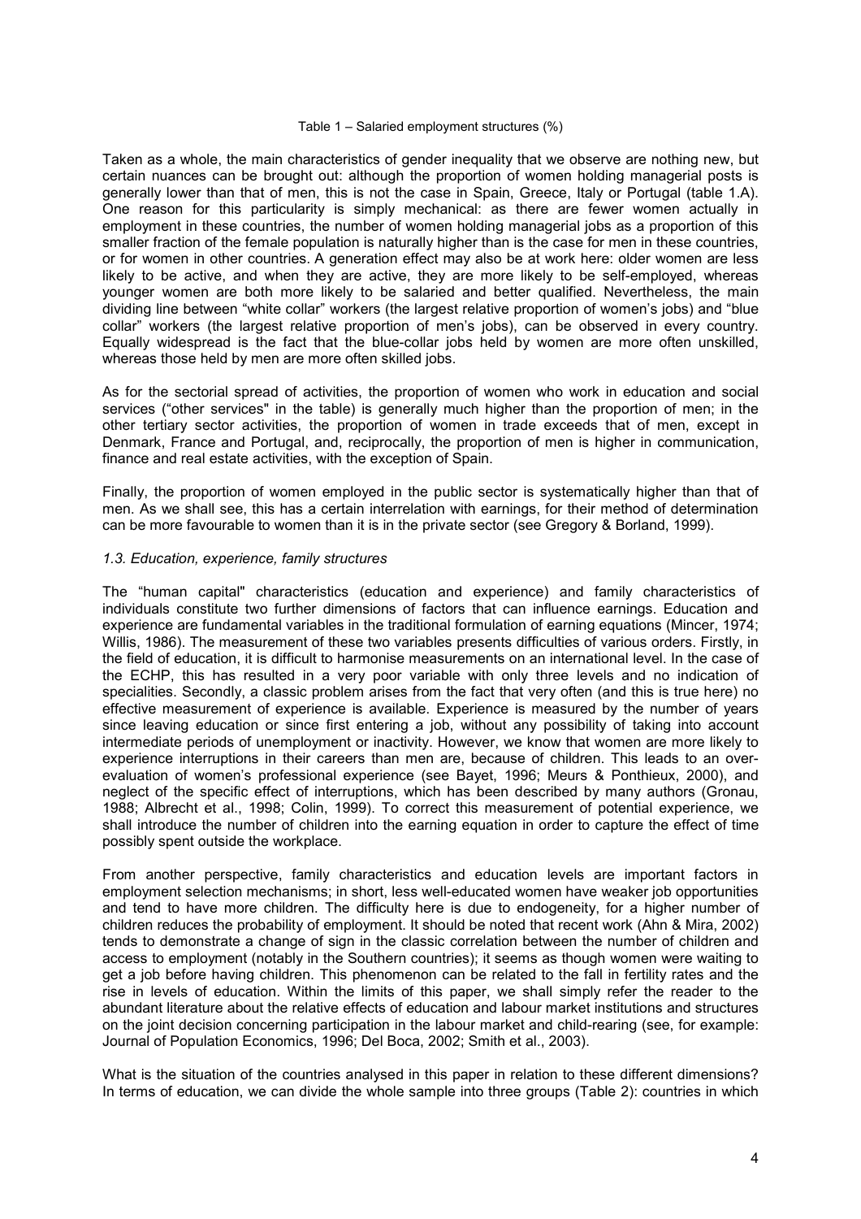Table 1 – Salaried employment structures (%)

Taken as a whole, the main characteristics of gender inequality that we observe are nothing new, but certain nuances can be brought out: although the proportion of women holding managerial posts is generally lower than that of men, this is not the case in Spain, Greece, Italy or Portugal (table 1.A). One reason for this particularity is simply mechanical: as there are fewer women actually in employment in these countries, the number of women holding managerial jobs as a proportion of this smaller fraction of the female population is naturally higher than is the case for men in these countries, or for women in other countries. A generation effect may also be at work here: older women are less likely to be active, and when they are active, they are more likely to be self-employed, whereas younger women are both more likely to be salaried and better qualified. Nevertheless, the main dividing line between "white collar" workers (the largest relative proportion of women's jobs) and "blue collar" workers (the largest relative proportion of men's jobs), can be observed in every country. Equally widespread is the fact that the blue-collar jobs held by women are more often unskilled, whereas those held by men are more often skilled jobs.

As for the sectorial spread of activities, the proportion of women who work in education and social services ("other services" in the table) is generally much higher than the proportion of men; in the other tertiary sector activities, the proportion of women in trade exceeds that of men, except in Denmark, France and Portugal, and, reciprocally, the proportion of men is higher in communication, finance and real estate activities, with the exception of Spain.

Finally, the proportion of women employed in the public sector is systematically higher than that of men. As we shall see, this has a certain interrelation with earnings, for their method of determination can be more favourable to women than it is in the private sector (see Gregory & Borland, 1999).

### *1.3. Education, experience, family structures*

The "human capital" characteristics (education and experience) and family characteristics of individuals constitute two further dimensions of factors that can influence earnings. Education and experience are fundamental variables in the traditional formulation of earning equations (Mincer, 1974; Willis, 1986). The measurement of these two variables presents difficulties of various orders. Firstly, in the field of education, it is difficult to harmonise measurements on an international level. In the case of the ECHP, this has resulted in a very poor variable with only three levels and no indication of specialities. Secondly, a classic problem arises from the fact that very often (and this is true here) no effective measurement of experience is available. Experience is measured by the number of years since leaving education or since first entering a job, without any possibility of taking into account intermediate periods of unemployment or inactivity. However, we know that women are more likely to experience interruptions in their careers than men are, because of children. This leads to an over-evaluation of women's professional experience (see Bayet, 1996; Meurs & Ponthieux, 2000), and neglect of the specific effect of interruptions, which has been described by many authors (Gronau, 1988; Albrecht et al., 1998; Colin, 1999). To correct this measurement of potential experience, we shall introduce the number of children into the earning equation in order to capture the effect of time possibly spent outside the workplace.

From another perspective, family characteristics and education levels are important factors in employment selection mechanisms; in short, less well-educated women have weaker job opportunities and tend to have more children. The difficulty here is due to endogeneity, for a higher number of children reduces the probability of employment. It should be noted that recent work (Ahn & Mira, 2002) tends to demonstrate a change of sign in the classic correlation between the number of children and access to employment (notably in the Southern countries); it seems as though women were waiting to get a job before having children. This phenomenon can be related to the fall in fertility rates and the rise in levels of education. Within the limits of this paper, we shall simply refer the reader to the abundant literature about the relative effects of education and labour market institutions and structures on the joint decision concerning participation in the labour market and child-rearing (see, for example: Journal of Population Economics, 1996; Del Boca, 2002; Smith et al., 2003).

What is the situation of the countries analysed in this paper in relation to these different dimensions? In terms of education, we can divide the whole sample into three groups (Table 2): countries in which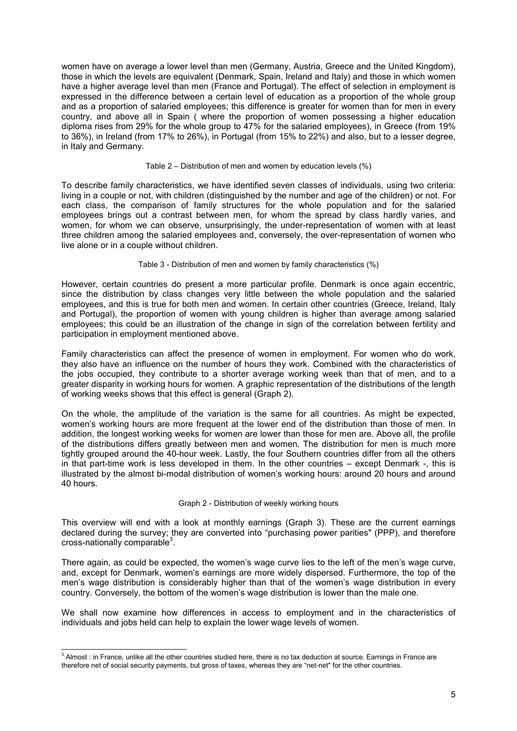women have on average a lower level than men (Germany, Austria, Greece and the United Kingdom), those in which the levels are equivalent (Denmark, Spain, Ireland and Italy) and those in which women have a higher average level than men (France and Portugal). The effect of selection in employment is expressed in the difference between a certain level of education as a proportion of the whole group and as a proportion of salaried employees; this difference is greater for women than for men in every country, and above all in Spain ( where the proportion of women possessing a higher education diploma rises from 29% for the whole group to 47% for the salaried employees), in Greece (from 19% to 36%), in Ireland (from 17% to 26%), in Portugal (from 15% to 22%) and also, but to a lesser degree, in Italy and Germany.

Table 2 – Distribution of men and women by education levels (%)

To describe family characteristics, we have identified seven classes of individuals, using two criteria: living in a couple or not, with children (distinguished by the number and age of the children) or not. For each class, the comparison of family structures for the whole population and for the salaried employees brings out a contrast between men, for whom the spread by class hardly varies, and women, for whom we can observe, unsurprisingly, the under-representation of women with at least three children among the salaried employees and, conversely, the over-representation of women who live alone or in a couple without children.

Table 3 - Distribution of men and women by family characteristics (%)

However, certain countries do present a more particular profile. Denmark is once again eccentric, since the distribution by class changes very little between the whole population and the salaried employees, and this is true for both men and women. In certain other countries (Greece, Ireland, Italy and Portugal), the proportion of women with young children is higher than average among salaried employees; this could be an illustration of the change in sign of the correlation between fertility and participation in employment mentioned above.

Family characteristics can affect the presence of women in employment. For women who do work, they also have an influence on the number of hours they work. Combined with the characteristics of the jobs occupied, they contribute to a shorter average working week than that of men, and to a greater disparity in working hours for women. A graphic representation of the distributions of the length of working weeks shows that this effect is general (Graph 2).

On the whole, the amplitude of the variation is the same for all countries. As might be expected, women's working hours are more frequent at the lower end of the distribution than those of men. In addition, the longest working weeks for women are lower than those for men are. Above all, the profile of the distributions differs greatly between men and women. The distribution for men is much more tightly grouped around the 40-hour week. Lastly, the four Southern countries differ from all the others in that part-time work is less developed in them. In the other countries – except Denmark -, this is illustrated by the almost bi-modal distribution of women's working hours: around 20 hours and around 40 hours.

Graph 2 - Distribution of weekly working hours

This overview will end with a look at monthly earnings (Graph 3). These are the current earnings declared during the survey; they are converted into "purchasing power parities" (PPP), and therefore cross-nationally comparable[3].

There again, as could be expected, the women's wage curve lies to the left of the men's wage curve, and, except for Denmark, women's earnings are more widely dispersed. Furthermore, the top of the men's wage distribution is considerably higher than that of the women's wage distribution in every country. Conversely, the bottom of the women's wage distribution is lower than the male one.

We shall now examine how differences in access to employment and in the characteristics of individuals and jobs held can help to explain the lower wage levels of women.

[3] Almost : in France, unlike all the other countries studied here, there is no tax deduction at source. Earnings in France are therefore net of social security payments, but gross of taxes, whereas they are "net-net" for the other countries.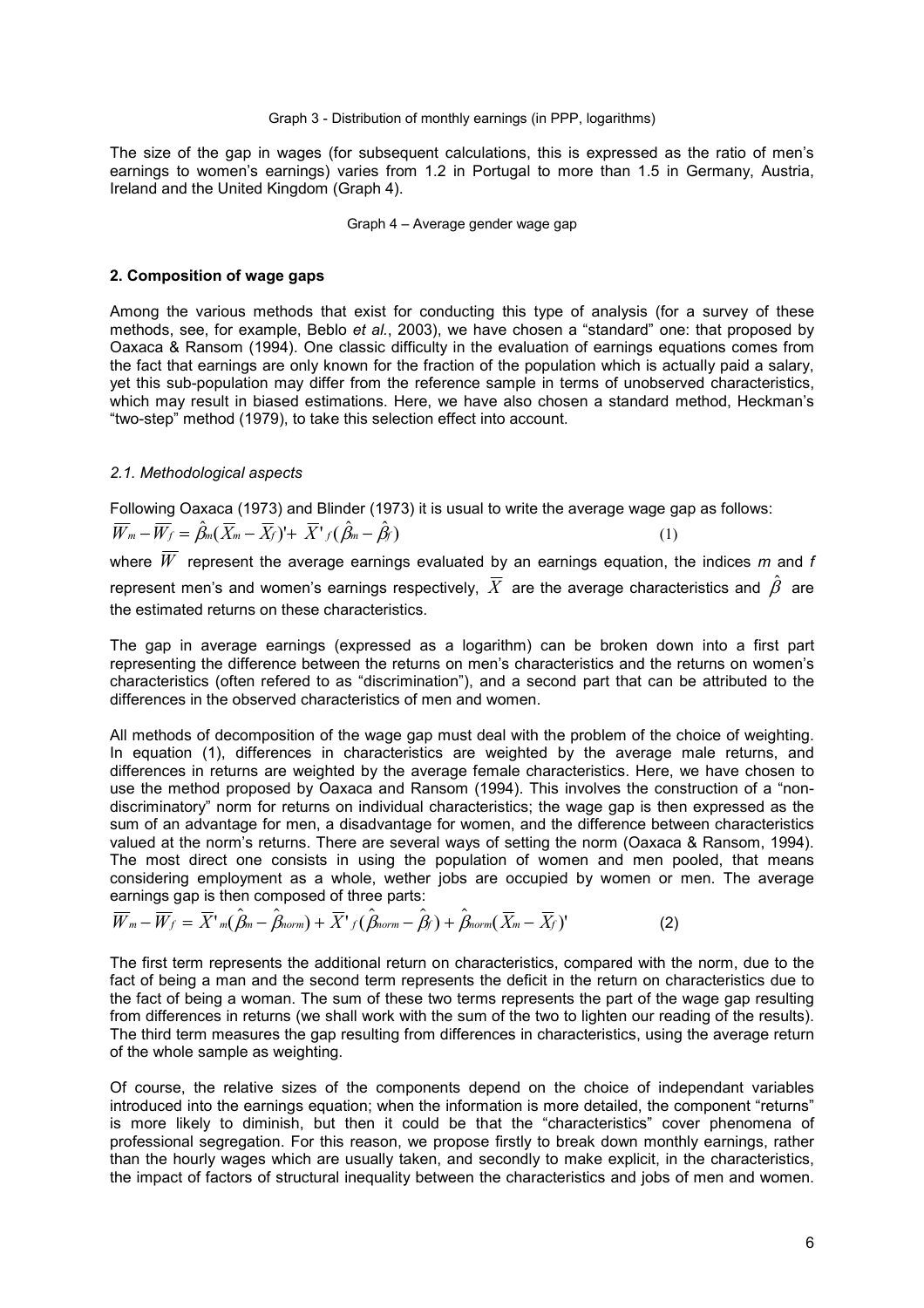Graph 3 - Distribution of monthly earnings (in PPP, logarithms)

The size of the gap in wages (for subsequent calculations, this is expressed as the ratio of men's earnings to women's earnings) varies from 1.2 in Portugal to more than 1.5 in Germany, Austria, Ireland and the United Kingdom (Graph 4).

Graph 4 – Average gender wage gap

## 2. Composition of wage gaps

Among the various methods that exist for conducting this type of analysis (for a survey of these methods, see, for example, Beblo *et al.*, 2003), we have chosen a "standard" one: that proposed by Oaxaca & Ransom (1994). One classic difficulty in the evaluation of earnings equations comes from the fact that earnings are only known for the fraction of the population which is actually paid a salary, yet this sub-population may differ from the reference sample in terms of unobserved characteristics, which may result in biased estimations. Here, we have also chosen a standard method, Heckman's "two-step" method (1979), to take this selection effect into account.

### *2.1. Methodological aspects*

Following Oaxaca (1973) and Blinder (1973) it is usual to write the average wage gap as follows:

$$\overline{W}_m - \overline{W}_f = \hat{\beta}_m(\overline{X}_m - \overline{X}_f)' + \overline{X}'_f(\hat{\beta}_m - \hat{\beta}_f) \qquad (1)$$

where $\overline{W}$ represent the average earnings evaluated by an earnings equation, the indices *m* and *f* represent men's and women's earnings respectively, $\overline{X}$ are the average characteristics and $\hat{\beta}$ are the estimated returns on these characteristics.

The gap in average earnings (expressed as a logarithm) can be broken down into a first part representing the difference between the returns on men's characteristics and the returns on women's characteristics (often refered to as "discrimination"), and a second part that can be attributed to the differences in the observed characteristics of men and women.

All methods of decomposition of the wage gap must deal with the problem of the choice of weighting. In equation (1), differences in characteristics are weighted by the average male returns, and differences in returns are weighted by the average female characteristics. Here, we have chosen to use the method proposed by Oaxaca and Ransom (1994). This involves the construction of a "non-discriminatory" norm for returns on individual characteristics; the wage gap is then expressed as the sum of an advantage for men, a disadvantage for women, and the difference between characteristics valued at the norm's returns. There are several ways of setting the norm (Oaxaca & Ransom, 1994). The most direct one consists in using the population of women and men pooled, that means considering employment as a whole, wether jobs are occupied by women or men. The average earnings gap is then composed of three parts:

$$\overline{W}_m - \overline{W}_f = \overline{X}'_m(\hat{\beta}_m - \hat{\beta}_{norm}) + \overline{X}'_f(\hat{\beta}_{norm} - \hat{\beta}_f) + \hat{\beta}_{norm}(\overline{X}_m - \overline{X}_f)' \qquad (2)$$

The first term represents the additional return on characteristics, compared with the norm, due to the fact of being a man and the second term represents the deficit in the return on characteristics due to the fact of being a woman. The sum of these two terms represents the part of the wage gap resulting from differences in returns (we shall work with the sum of the two to lighten our reading of the results). The third term measures the gap resulting from differences in characteristics, using the average return of the whole sample as weighting.

Of course, the relative sizes of the components depend on the choice of independant variables introduced into the earnings equation; when the information is more detailed, the component "returns" is more likely to diminish, but then it could be that the "characteristics" cover phenomena of professional segregation. For this reason, we propose firstly to break down monthly earnings, rather than the hourly wages which are usually taken, and secondly to make explicit, in the characteristics, the impact of factors of structural inequality between the characteristics and jobs of men and women.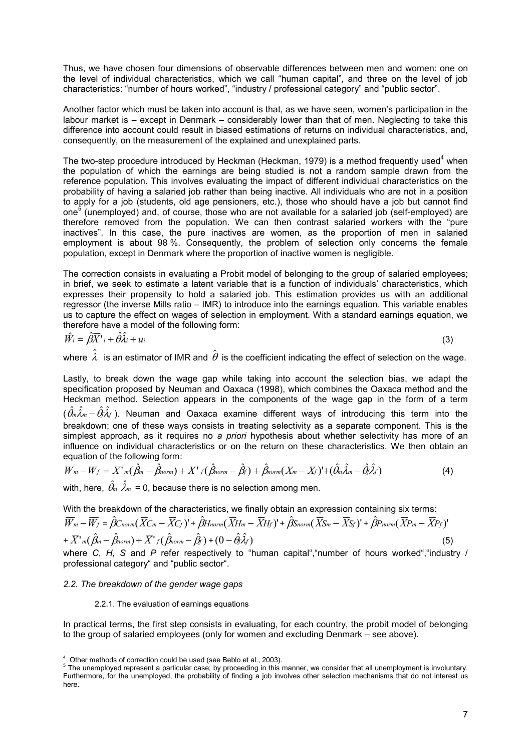Thus, we have chosen four dimensions of observable differences between men and women: one on the level of individual characteristics, which we call "human capital", and three on the level of job characteristics: "number of hours worked", "industry / professional category" and "public sector".

Another factor which must be taken into account is that, as we have seen, women's participation in the labour market is – except in Denmark – considerably lower than that of men. Neglecting to take this difference into account could result in biased estimations of returns on individual characteristics, and, consequently, on the measurement of the explained and unexplained parts.

The two-step procedure introduced by Heckman (Heckman, 1979) is a method frequently used[4] when the population of which the earnings are being studied is not a random sample drawn from the reference population. This involves evaluating the impact of different individual characteristics on the probability of having a salaried job rather than being inactive. All individuals who are not in a position to apply for a job (students, old age pensioners, etc.), those who should have a job but cannot find one[5] (unemployed) and, of course, those who are not available for a salaried job (self-employed) are therefore removed from the population. We can then contrast salaried workers with the "pure inactives". In this case, the pure inactives are women, as the proportion of men in salaried employment is about 98 %. Consequently, the problem of selection only concerns the female population, except in Denmark where the proportion of inactive women is negligible.

The correction consists in evaluating a Probit model of belonging to the group of salaried employees; in brief, we seek to estimate a latent variable that is a function of individuals' characteristics, which expresses their propensity to hold a salaried job. This estimation provides us with an additional regressor (the inverse Mills ratio – IMR) to introduce into the earnings equation. This variable enables us to capture the effect on wages of selection in employment. With a standard earnings equation, we therefore have a model of the following form:

$$\hat{W}_i = \hat{\beta}\overline{X}'_i + \hat{\theta}\hat{\lambda}_i + u_i \tag{3}$$

where $\hat{\lambda}$ is an estimator of IMR and $\hat{\theta}$ is the coefficient indicating the effect of selection on the wage.

Lastly, to break down the wage gap while taking into account the selection bias, we adapt the specification proposed by Neuman and Oaxaca (1998), which combines the Oaxaca method and the Heckman method. Selection appears in the components of the wage gap in the form of a term $(\hat{\theta}_m\hat{\lambda}_m - \hat{\theta}_f\hat{\lambda}_f)$. Neuman and Oaxaca examine different ways of introducing this term into the breakdown; one of these ways consists in treating selectivity as a separate component. This is the simplest approach, as it requires no *a priori* hypothesis about whether selectivity has more of an influence on individual characteristics or on the return on these characteristics. We then obtain an equation of the following form:

$$\overline{W}_m - \overline{W}_f = \overline{X}'_m(\hat{\beta}_m - \hat{\beta}_{norm}) + \overline{X}'_f(\hat{\beta}_{norm} - \hat{\beta}_f) + \hat{\beta}_{norm}(\overline{X}_m - \overline{X}_f)' + (\hat{\theta}_m\hat{\lambda}_m - \hat{\theta}_f\hat{\lambda}_f) \tag{4}$$

with, here, $\hat{\theta}_m\ \hat{\lambda}_m = 0$, because there is no selection among men.

With the breakdown of the characteristics, we finally obtain an expression containing six terms:

$$\overline{W}_m - \overline{W}_f = \hat{\beta}C_{norm}(\overline{X}C_m - \overline{X}C_f)' + \hat{\beta}H_{norm}(\overline{X}H_m - \overline{X}H_f)' + \hat{\beta}S_{norm}(\overline{X}S_m - \overline{X}S_f)' + \hat{\beta}P_{norm}(\overline{X}P_m - \overline{X}P_f)'$$

$$+ \overline{X}'_m(\hat{\beta}_m - \hat{\beta}_{norm}) + \overline{X}'_f(\hat{\beta}_{norm} - \hat{\beta}_f) + (0 - \hat{\theta}_f\hat{\lambda}_f) \tag{5}$$

where *C*, *H*, *S* and *P* refer respectively to "human capital", "number of hours worked", "industry / professional category" and "public sector".

### *2.2. The breakdown of the gender wage gaps*

#### 2.2.1. The evaluation of earnings equations

In practical terms, the first step consists in evaluating, for each country, the probit model of belonging to the group of salaried employees (only for women and excluding Denmark – see above).

---

[4] Other methods of correction could be used (see Beblo et al., 2003).

[5] The unemployed represent a particular case; by proceeding in this manner, we consider that all unemployment is involuntary. Furthermore, for the unemployed, the probability of finding a job involves other selection mechanisms that do not interest us here.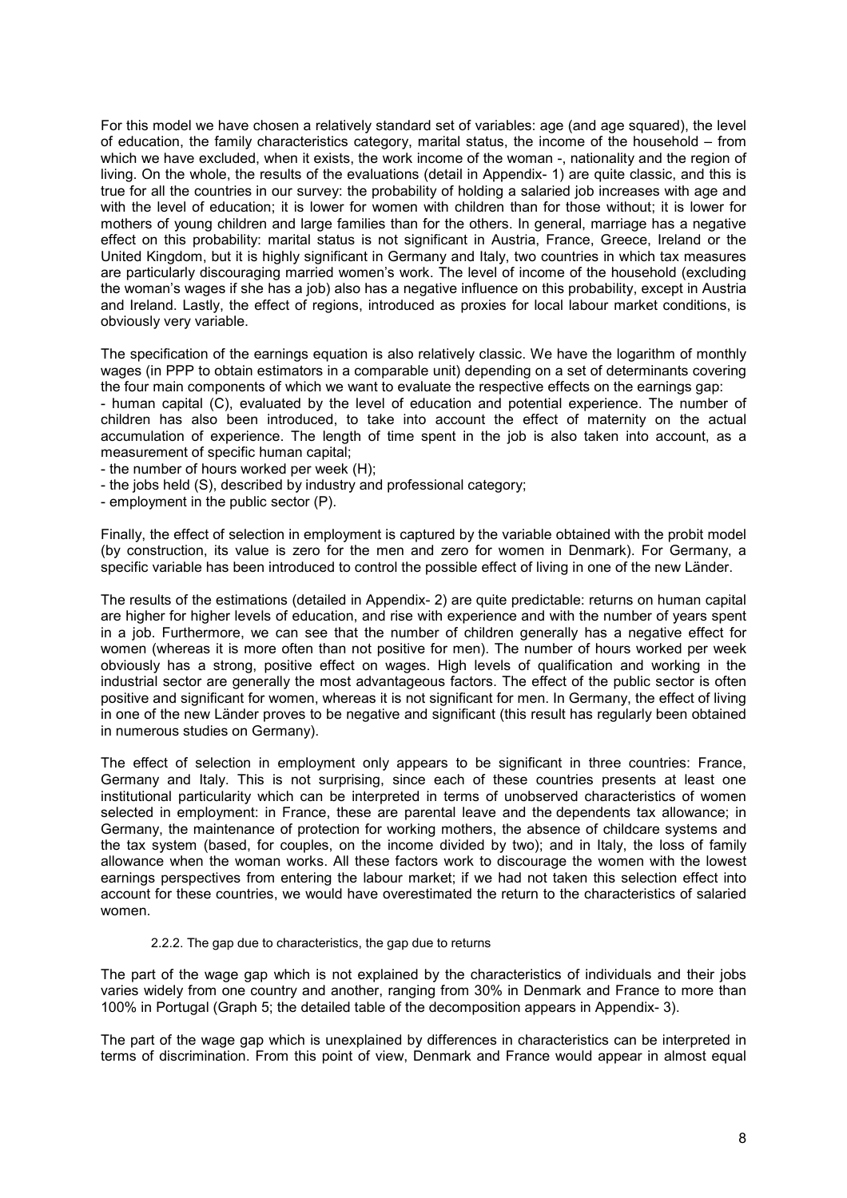For this model we have chosen a relatively standard set of variables: age (and age squared), the level of education, the family characteristics category, marital status, the income of the household – from which we have excluded, when it exists, the work income of the woman -, nationality and the region of living. On the whole, the results of the evaluations (detail in Appendix- 1) are quite classic, and this is true for all the countries in our survey: the probability of holding a salaried job increases with age and with the level of education; it is lower for women with children than for those without; it is lower for mothers of young children and large families than for the others. In general, marriage has a negative effect on this probability: marital status is not significant in Austria, France, Greece, Ireland or the United Kingdom, but it is highly significant in Germany and Italy, two countries in which tax measures are particularly discouraging married women's work. The level of income of the household (excluding the woman's wages if she has a job) also has a negative influence on this probability, except in Austria and Ireland. Lastly, the effect of regions, introduced as proxies for local labour market conditions, is obviously very variable.

The specification of the earnings equation is also relatively classic. We have the logarithm of monthly wages (in PPP to obtain estimators in a comparable unit) depending on a set of determinants covering the four main components of which we want to evaluate the respective effects on the earnings gap:

- human capital (C), evaluated by the level of education and potential experience. The number of children has also been introduced, to take into account the effect of maternity on the actual accumulation of experience. The length of time spent in the job is also taken into account, as a measurement of specific human capital;
- the number of hours worked per week (H);
- the jobs held (S), described by industry and professional category;
- employment in the public sector (P).

Finally, the effect of selection in employment is captured by the variable obtained with the probit model (by construction, its value is zero for the men and zero for women in Denmark). For Germany, a specific variable has been introduced to control the possible effect of living in one of the new Länder.

The results of the estimations (detailed in Appendix- 2) are quite predictable: returns on human capital are higher for higher levels of education, and rise with experience and with the number of years spent in a job. Furthermore, we can see that the number of children generally has a negative effect for women (whereas it is more often than not positive for men). The number of hours worked per week obviously has a strong, positive effect on wages. High levels of qualification and working in the industrial sector are generally the most advantageous factors. The effect of the public sector is often positive and significant for women, whereas it is not significant for men. In Germany, the effect of living in one of the new Länder proves to be negative and significant (this result has regularly been obtained in numerous studies on Germany).

The effect of selection in employment only appears to be significant in three countries: France, Germany and Italy. This is not surprising, since each of these countries presents at least one institutional particularity which can be interpreted in terms of unobserved characteristics of women selected in employment: in France, these are parental leave and the dependents tax allowance; in Germany, the maintenance of protection for working mothers, the absence of childcare systems and the tax system (based, for couples, on the income divided by two); and in Italy, the loss of family allowance when the woman works. All these factors work to discourage the women with the lowest earnings perspectives from entering the labour market; if we had not taken this selection effect into account for these countries, we would have overestimated the return to the characteristics of salaried women.

#### 2.2.2. The gap due to characteristics, the gap due to returns

The part of the wage gap which is not explained by the characteristics of individuals and their jobs varies widely from one country and another, ranging from 30% in Denmark and France to more than 100% in Portugal (Graph 5; the detailed table of the decomposition appears in Appendix- 3).

The part of the wage gap which is unexplained by differences in characteristics can be interpreted in terms of discrimination. From this point of view, Denmark and France would appear in almost equal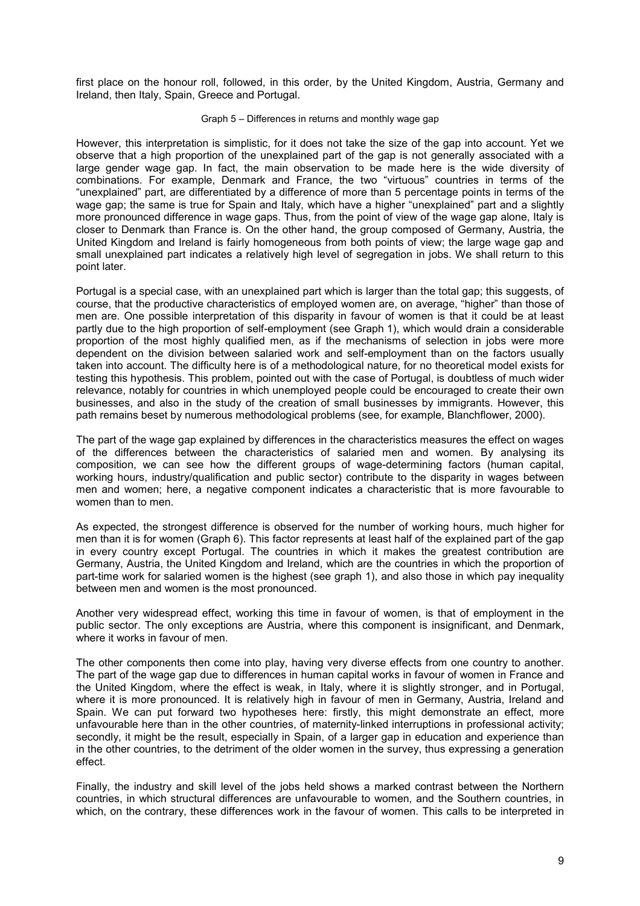first place on the honour roll, followed, in this order, by the United Kingdom, Austria, Germany and Ireland, then Italy, Spain, Greece and Portugal.

Graph 5 – Differences in returns and monthly wage gap

However, this interpretation is simplistic, for it does not take the size of the gap into account. Yet we observe that a high proportion of the unexplained part of the gap is not generally associated with a large gender wage gap. In fact, the main observation to be made here is the wide diversity of combinations. For example, Denmark and France, the two "virtuous" countries in terms of the "unexplained" part, are differentiated by a difference of more than 5 percentage points in terms of the wage gap; the same is true for Spain and Italy, which have a higher "unexplained" part and a slightly more pronounced difference in wage gaps. Thus, from the point of view of the wage gap alone, Italy is closer to Denmark than France is. On the other hand, the group composed of Germany, Austria, the United Kingdom and Ireland is fairly homogeneous from both points of view; the large wage gap and small unexplained part indicates a relatively high level of segregation in jobs. We shall return to this point later.

Portugal is a special case, with an unexplained part which is larger than the total gap; this suggests, of course, that the productive characteristics of employed women are, on average, "higher" than those of men are. One possible interpretation of this disparity in favour of women is that it could be at least partly due to the high proportion of self-employment (see Graph 1), which would drain a considerable proportion of the most highly qualified men, as if the mechanisms of selection in jobs were more dependent on the division between salaried work and self-employment than on the factors usually taken into account. The difficulty here is of a methodological nature, for no theoretical model exists for testing this hypothesis. This problem, pointed out with the case of Portugal, is doubtless of much wider relevance, notably for countries in which unemployed people could be encouraged to create their own businesses, and also in the study of the creation of small businesses by immigrants. However, this path remains beset by numerous methodological problems (see, for example, Blanchflower, 2000).

The part of the wage gap explained by differences in the characteristics measures the effect on wages of the differences between the characteristics of salaried men and women. By analysing its composition, we can see how the different groups of wage-determining factors (human capital, working hours, industry/qualification and public sector) contribute to the disparity in wages between men and women; here, a negative component indicates a characteristic that is more favourable to women than to men.

As expected, the strongest difference is observed for the number of working hours, much higher for men than it is for women (Graph 6). This factor represents at least half of the explained part of the gap in every country except Portugal. The countries in which it makes the greatest contribution are Germany, Austria, the United Kingdom and Ireland, which are the countries in which the proportion of part-time work for salaried women is the highest (see graph 1), and also those in which pay inequality between men and women is the most pronounced.

Another very widespread effect, working this time in favour of women, is that of employment in the public sector. The only exceptions are Austria, where this component is insignificant, and Denmark, where it works in favour of men.

The other components then come into play, having very diverse effects from one country to another. The part of the wage gap due to differences in human capital works in favour of women in France and the United Kingdom, where the effect is weak, in Italy, where it is slightly stronger, and in Portugal, where it is more pronounced. It is relatively high in favour of men in Germany, Austria, Ireland and Spain. We can put forward two hypotheses here: firstly, this might demonstrate an effect, more unfavourable here than in the other countries, of maternity-linked interruptions in professional activity; secondly, it might be the result, especially in Spain, of a larger gap in education and experience than in the other countries, to the detriment of the older women in the survey, thus expressing a generation effect.

Finally, the industry and skill level of the jobs held shows a marked contrast between the Northern countries, in which structural differences are unfavourable to women, and the Southern countries, in which, on the contrary, these differences work in the favour of women. This calls to be interpreted in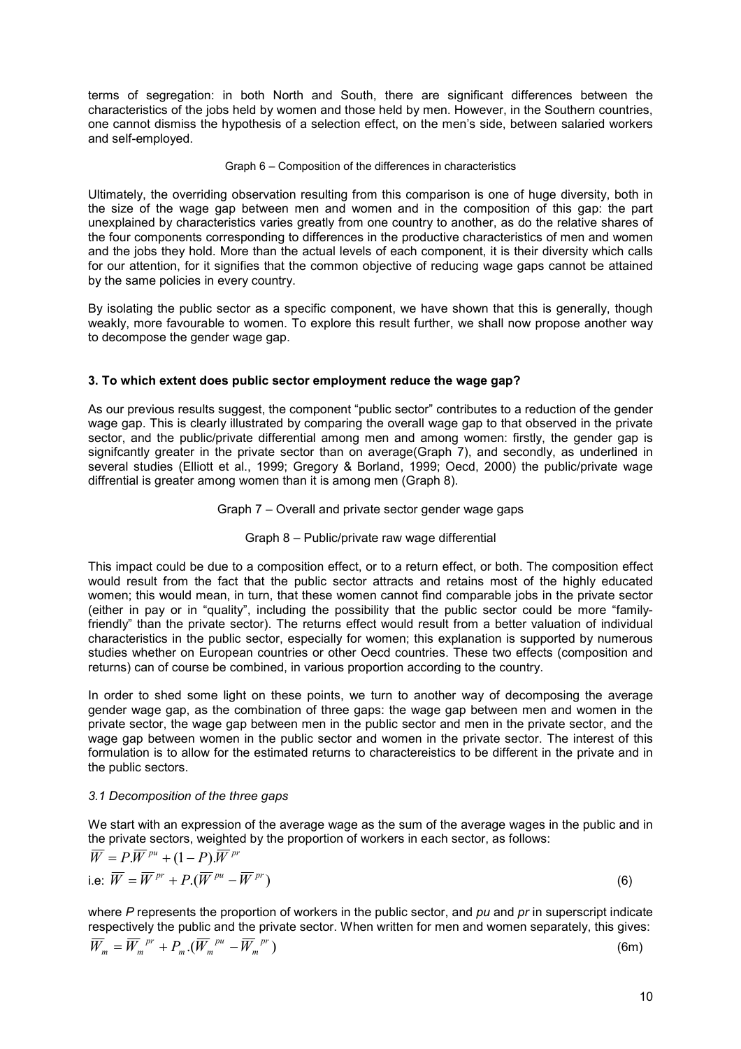terms of segregation: in both North and South, there are significant differences between the characteristics of the jobs held by women and those held by men. However, in the Southern countries, one cannot dismiss the hypothesis of a selection effect, on the men's side, between salaried workers and self-employed.

Graph 6 – Composition of the differences in characteristics

Ultimately, the overriding observation resulting from this comparison is one of huge diversity, both in the size of the wage gap between men and women and in the composition of this gap: the part unexplained by characteristics varies greatly from one country to another, as do the relative shares of the four components corresponding to differences in the productive characteristics of men and women and the jobs they hold. More than the actual levels of each component, it is their diversity which calls for our attention, for it signifies that the common objective of reducing wage gaps cannot be attained by the same policies in every country.

By isolating the public sector as a specific component, we have shown that this is generally, though weakly, more favourable to women. To explore this result further, we shall now propose another way to decompose the gender wage gap.

### 3. To which extent does public sector employment reduce the wage gap?

As our previous results suggest, the component "public sector" contributes to a reduction of the gender wage gap. This is clearly illustrated by comparing the overall wage gap to that observed in the private sector, and the public/private differential among men and among women: firstly, the gender gap is signifcantly greater in the private sector than on average(Graph 7), and secondly, as underlined in several studies (Elliott et al., 1999; Gregory & Borland, 1999; Oecd, 2000) the public/private wage diffrential is greater among women than it is among men (Graph 8).

Graph 7 – Overall and private sector gender wage gaps

Graph 8 – Public/private raw wage differential

This impact could be due to a composition effect, or to a return effect, or both. The composition effect would result from the fact that the public sector attracts and retains most of the highly educated women; this would mean, in turn, that these women cannot find comparable jobs in the private sector (either in pay or in "quality", including the possibility that the public sector could be more "family-friendly" than the private sector). The returns effect would result from a better valuation of individual characteristics in the public sector, especially for women; this explanation is supported by numerous studies whether on European countries or other Oecd countries. These two effects (composition and returns) can of course be combined, in various proportion according to the country.

In order to shed some light on these points, we turn to another way of decomposing the average gender wage gap, as the combination of three gaps: the wage gap between men and women in the private sector, the wage gap between men in the public sector and men in the private sector, and the wage gap between women in the public sector and women in the private sector. The interest of this formulation is to allow for the estimated returns to charactereistics to be different in the private and in the public sectors.

#### *3.1 Decomposition of the three gaps*

We start with an expression of the average wage as the sum of the average wages in the public and in the private sectors, weighted by the proportion of workers in each sector, as follows:

$$\overline{W} = P.\overline{W}^{pu} + (1-P).\overline{W}^{pr}$$

i.e: $$\overline{W} = \overline{W}^{pr} + P.(\overline{W}^{pu} - \overline{W}^{pr}) \qquad (6)$$

where $P$ represents the proportion of workers in the public sector, and $pu$ and $pr$ in superscript indicate respectively the public and the private sector. When written for men and women separately, this gives:

$$\overline{W}_m = \overline{W}_m^{\ pr} + P_m.(\overline{W}_m^{\ pu} - \overline{W}_m^{\ pr}) \qquad (6m)$$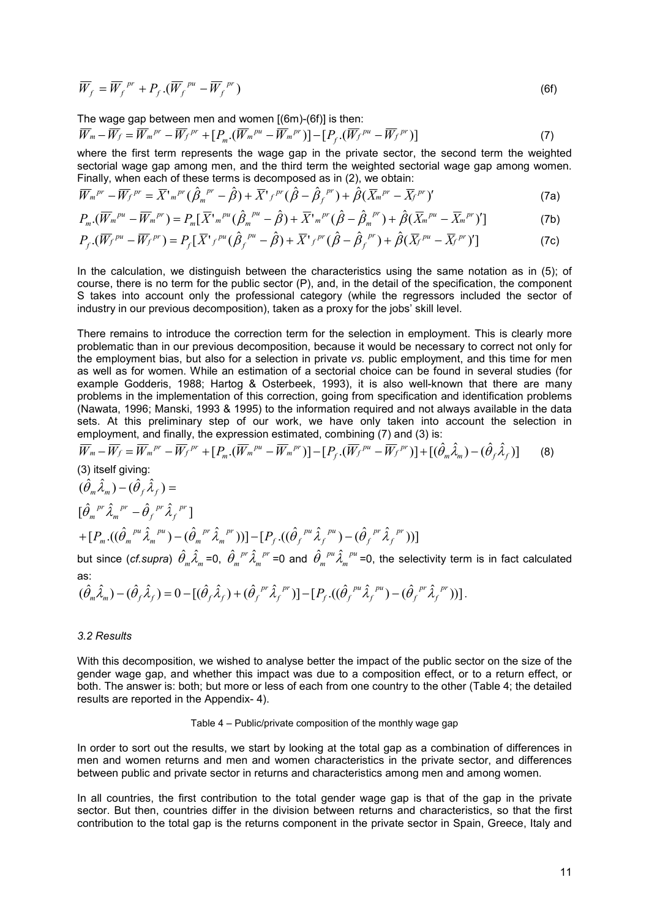$$\overline{W}_f = \overline{W}_f^{\,pr} + P_f.(\overline{W}_f^{\,pu} - \overline{W}_f^{\,pr}) \tag{6f}$$

The wage gap between men and women [(6m)-(6f)] is then:

$$\overline{W}_m - \overline{W}_f = \overline{W}_m^{\,pr} - \overline{W}_f^{\,pr} + [P_m.(\overline{W}_m^{\,pu} - \overline{W}_m^{\,pr})] - [P_f.(\overline{W}_f^{\,pu} - \overline{W}_f^{\,pr})] \tag{7}$$

where the first term represents the wage gap in the private sector, the second term the weighted sectorial wage gap among men, and the third term the weighted sectorial wage gap among women. Finally, when each of these terms is decomposed as in (2), we obtain:

$$\overline{W}_m^{\,pr} - \overline{W}_f^{\,pr} = \overline{X}'_m{}^{pr}(\hat{\beta}_m^{\,pr} - \hat{\beta}) + \overline{X}'_f{}^{pr}(\hat{\beta} - \hat{\beta}_f^{\,pr}) + \hat{\beta}(\overline{X}_m^{\,pr} - \overline{X}_f^{\,pr})' \tag{7a}$$

$$P_m.(\overline{W}_m^{\,pu} - \overline{W}_m^{\,pr}) = P_m[\overline{X}'_m{}^{pu}(\hat{\beta}_m^{\,pu} - \hat{\beta}) + \overline{X}'_m{}^{pr}(\hat{\beta} - \hat{\beta}_m^{\,pr}) + \hat{\beta}(\overline{X}_m^{\,pu} - \overline{X}_m^{\,pr})'] \tag{7b}$$

$$P_f.(\overline{W}_f^{\,pu} - \overline{W}_f^{\,pr}) = P_f[\overline{X}'_f{}^{pu}(\hat{\beta}_f^{\,pu} - \hat{\beta}) + \overline{X}'_f{}^{pr}(\hat{\beta} - \hat{\beta}_f^{\,pr}) + \hat{\beta}(\overline{X}_f^{\,pu} - \overline{X}_f^{\,pr})'] \tag{7c}$$

In the calculation, we distinguish between the characteristics using the same notation as in (5); of course, there is no term for the public sector (P), and, in the detail of the specification, the component S takes into account only the professional category (while the regressors included the sector of industry in our previous decomposition), taken as a proxy for the jobs' skill level.

There remains to introduce the correction term for the selection in employment. This is clearly more problematic than in our previous decomposition, because it would be necessary to correct not only for the employment bias, but also for a selection in private *vs.* public employment, and this time for men as well as for women. While an estimation of a sectorial choice can be found in several studies (for example Godderis, 1988; Hartog & Osterbeek, 1993), it is also well-known that there are many problems in the implementation of this correction, going from specification and identification problems (Nawata, 1996; Manski, 1993 & 1995) to the information required and not always available in the data sets. At this preliminary step of our work, we have only taken into account the selection in employment, and finally, the expression estimated, combining (7) and (3) is:

$$\overline{W}_m - \overline{W}_f = \overline{W}_m^{\,pr} - \overline{W}_f^{\,pr} + [P_m.(\overline{W}_m^{\,pu} - \overline{W}_m^{\,pr})] - [P_f.(\overline{W}_f^{\,pu} - \overline{W}_f^{\,pr})] + [(\hat{\theta}_m\hat{\lambda}_m) - (\hat{\theta}_f\hat{\lambda}_f)] \tag{8}$$

(3) itself giving:

$$(\hat{\theta}_m\hat{\lambda}_m) - (\hat{\theta}_f\hat{\lambda}_f) =$$

$$[\hat{\theta}_m^{\,pr}\hat{\lambda}_m^{\,pr} - \hat{\theta}_f^{\,pr}\hat{\lambda}_f^{\,pr}]$$

$$+ [P_m.((\hat{\theta}_m^{\,pu}\hat{\lambda}_m^{\,pu}) - (\hat{\theta}_m^{\,pr}\hat{\lambda}_m^{\,pr}))] - [P_f.((\hat{\theta}_f^{\,pu}\hat{\lambda}_f^{\,pu}) - (\hat{\theta}_f^{\,pr}\hat{\lambda}_f^{\,pr}))]$$

but since (*cf.supra*) $\hat{\theta}_m\hat{\lambda}_m$=0, $\hat{\theta}_m^{\,pr}\hat{\lambda}_m^{\,pr}$=0 and $\hat{\theta}_m^{\,pu}\hat{\lambda}_m^{\,pu}$=0, the selectivity term is in fact calculated as:

$$(\hat{\theta}_m\hat{\lambda}_m) - (\hat{\theta}_f\hat{\lambda}_f) = 0 - [(\hat{\theta}_f\hat{\lambda}_f) + (\hat{\theta}_f^{\,pr}\hat{\lambda}_f^{\,pr})] - [P_f.((\hat{\theta}_f^{\,pu}\hat{\lambda}_f^{\,pu}) - (\hat{\theta}_f^{\,pr}\hat{\lambda}_f^{\,pr}))].$$

### *3.2 Results*

With this decomposition, we wished to analyse better the impact of the public sector on the size of the gender wage gap, and whether this impact was due to a composition effect, or to a return effect, or both. The answer is: both; but more or less of each from one country to the other (Table 4; the detailed results are reported in the Appendix- 4).

Table 4 – Public/private composition of the monthly wage gap

In order to sort out the results, we start by looking at the total gap as a combination of differences in men and women returns and men and women characteristics in the private sector, and differences between public and private sector in returns and characteristics among men and among women.

In all countries, the first contribution to the total gender wage gap is that of the gap in the private sector. But then, countries differ in the division between returns and characteristics, so that the first contribution to the total gap is the returns component in the private sector in Spain, Greece, Italy and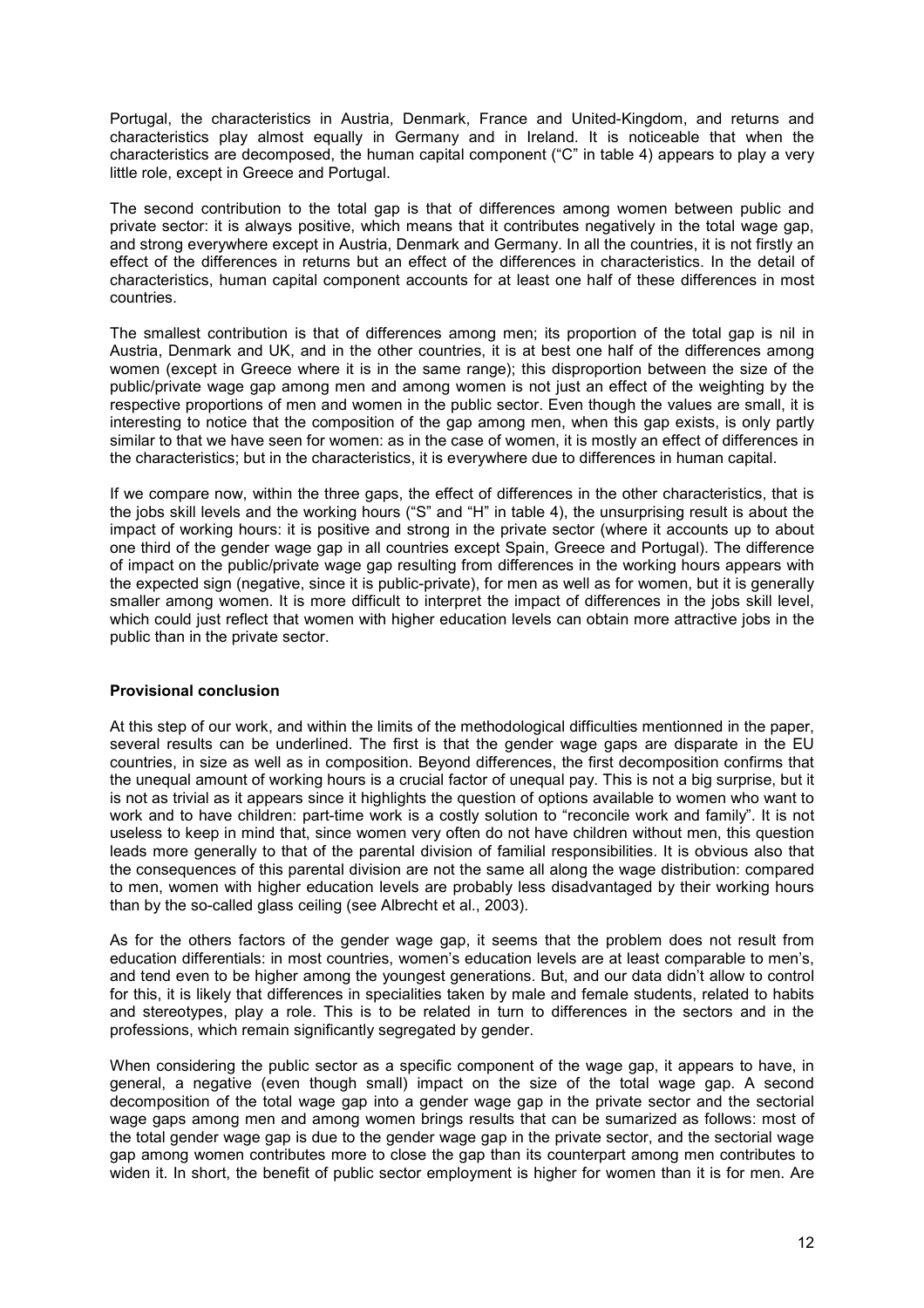Portugal, the characteristics in Austria, Denmark, France and United-Kingdom, and returns and characteristics play almost equally in Germany and in Ireland. It is noticeable that when the characteristics are decomposed, the human capital component ("C" in table 4) appears to play a very little role, except in Greece and Portugal.

The second contribution to the total gap is that of differences among women between public and private sector: it is always positive, which means that it contributes negatively in the total wage gap, and strong everywhere except in Austria, Denmark and Germany. In all the countries, it is not firstly an effect of the differences in returns but an effect of the differences in characteristics. In the detail of characteristics, human capital component accounts for at least one half of these differences in most countries.

The smallest contribution is that of differences among men; its proportion of the total gap is nil in Austria, Denmark and UK, and in the other countries, it is at best one half of the differences among women (except in Greece where it is in the same range); this disproportion between the size of the public/private wage gap among men and among women is not just an effect of the weighting by the respective proportions of men and women in the public sector. Even though the values are small, it is interesting to notice that the composition of the gap among men, when this gap exists, is only partly similar to that we have seen for women: as in the case of women, it is mostly an effect of differences in the characteristics; but in the characteristics, it is everywhere due to differences in human capital.

If we compare now, within the three gaps, the effect of differences in the other characteristics, that is the jobs skill levels and the working hours ("S" and "H" in table 4), the unsurprising result is about the impact of working hours: it is positive and strong in the private sector (where it accounts up to about one third of the gender wage gap in all countries except Spain, Greece and Portugal). The difference of impact on the public/private wage gap resulting from differences in the working hours appears with the expected sign (negative, since it is public-private), for men as well as for women, but it is generally smaller among women. It is more difficult to interpret the impact of differences in the jobs skill level, which could just reflect that women with higher education levels can obtain more attractive jobs in the public than in the private sector.

**Provisional conclusion**

At this step of our work, and within the limits of the methodological difficulties mentionned in the paper, several results can be underlined. The first is that the gender wage gaps are disparate in the EU countries, in size as well as in composition. Beyond differences, the first decomposition confirms that the unequal amount of working hours is a crucial factor of unequal pay. This is not a big surprise, but it is not as trivial as it appears since it highlights the question of options available to women who want to work and to have children: part-time work is a costly solution to "reconcile work and family". It is not useless to keep in mind that, since women very often do not have children without men, this question leads more generally to that of the parental division of familial responsibilities. It is obvious also that the consequences of this parental division are not the same all along the wage distribution: compared to men, women with higher education levels are probably less disadvantaged by their working hours than by the so-called glass ceiling (see Albrecht et al., 2003).

As for the others factors of the gender wage gap, it seems that the problem does not result from education differentials: in most countries, women's education levels are at least comparable to men's, and tend even to be higher among the youngest generations. But, and our data didn't allow to control for this, it is likely that differences in specialities taken by male and female students, related to habits and stereotypes, play a role. This is to be related in turn to differences in the sectors and in the professions, which remain significantly segregated by gender.

When considering the public sector as a specific component of the wage gap, it appears to have, in general, a negative (even though small) impact on the size of the total wage gap. A second decomposition of the total wage gap into a gender wage gap in the private sector and the sectorial wage gaps among men and among women brings results that can be sumarized as follows: most of the total gender wage gap is due to the gender wage gap in the private sector, and the sectorial wage gap among women contributes more to close the gap than its counterpart among men contributes to widen it. In short, the benefit of public sector employment is higher for women than it is for men. Are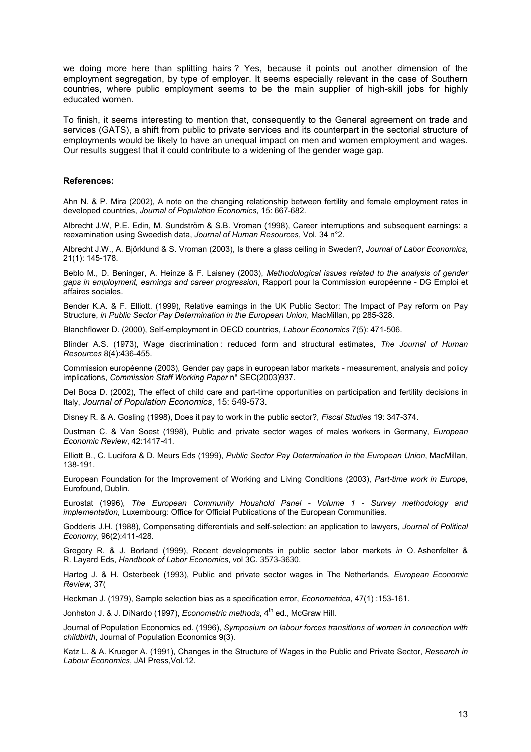we doing more here than splitting hairs ? Yes, because it points out another dimension of the employment segregation, by type of employer. It seems especially relevant in the case of Southern countries, where public employment seems to be the main supplier of high-skill jobs for highly educated women.

To finish, it seems interesting to mention that, consequently to the General agreement on trade and services (GATS), a shift from public to private services and its counterpart in the sectorial structure of employments would be likely to have an unequal impact on men and women employment and wages. Our results suggest that it could contribute to a widening of the gender wage gap.

**References:**

Ahn N. & P. Mira (2002), A note on the changing relationship between fertility and female employment rates in developed countries, *Journal of Population Economics*, 15: 667-682.

Albrecht J.W, P.E. Edin, M. Sundström & S.B. Vroman (1998), Career interruptions and subsequent earnings: a reexamination using Sweedish data, *Journal of Human Resources*, Vol. 34 n°2.

Albrecht J.W., A. Björklund & S. Vroman (2003), Is there a glass ceiling in Sweden?, *Journal of Labor Economics*, 21(1): 145-178.

Beblo M., D. Beninger, A. Heinze & F. Laisney (2003), *Methodological issues related to the analysis of gender gaps in employment, earnings and career progression*, Rapport pour la Commission européenne - DG Emploi et affaires sociales.

Bender K.A. & F. Elliott. (1999), Relative earnings in the UK Public Sector: The Impact of Pay reform on Pay Structure, *in Public Sector Pay Determination in the European Union*, MacMillan, pp 285-328.

Blanchflower D. (2000), Self-employment in OECD countries, *Labour Economics* 7(5): 471-506.

Blinder A.S. (1973), Wage discrimination : reduced form and structural estimates, *The Journal of Human Resources* 8(4):436-455.

Commission européenne (2003), Gender pay gaps in european labor markets - measurement, analysis and policy implications, *Commission Staff Working Paper* n° SEC(2003)937.

Del Boca D. (2002), The effect of child care and part-time opportunities on participation and fertility decisions in Italy, *Journal of Population Economics*, 15: 549-573.

Disney R. & A. Gosling (1998), Does it pay to work in the public sector?, *Fiscal Studies* 19: 347-374.

Dustman C. & Van Soest (1998), Public and private sector wages of males workers in Germany, *European Economic Review*, 42:1417-41.

Elliott B., C. Lucifora & D. Meurs Eds (1999), *Public Sector Pay Determination in the European Union*, MacMillan, 138-191.

European Foundation for the Improvement of Working and Living Conditions (2003), *Part-time work in Europe*, Eurofound, Dublin.

Eurostat (1996), *The European Community Houshold Panel - Volume 1 - Survey methodology and implementation*, Luxembourg: Office for Official Publications of the European Communities.

Godderis J.H. (1988), Compensating differentials and self-selection: an application to lawyers, *Journal of Political Economy*, 96(2):411-428.

Gregory R. & J. Borland (1999), Recent developments in public sector labor markets *in* O. Ashenfelter & R. Layard Eds, *Handbook of Labor Economics*, vol 3C. 3573-3630.

Hartog J. & H. Osterbeek (1993), Public and private sector wages in The Netherlands, *European Economic Review*, 37(

Heckman J. (1979), Sample selection bias as a specification error, *Econometrica*, 47(1) :153-161.

Jonhston J. & J. DiNardo (1997), *Econometric methods*, 4th ed., McGraw Hill.

Journal of Population Economics ed. (1996), *Symposium on labour forces transitions of women in connection with childbirth*, Journal of Population Economics 9(3).

Katz L. & A. Krueger A. (1991), Changes in the Structure of Wages in the Public and Private Sector, *Research in Labour Economics*, JAI Press,Vol.12.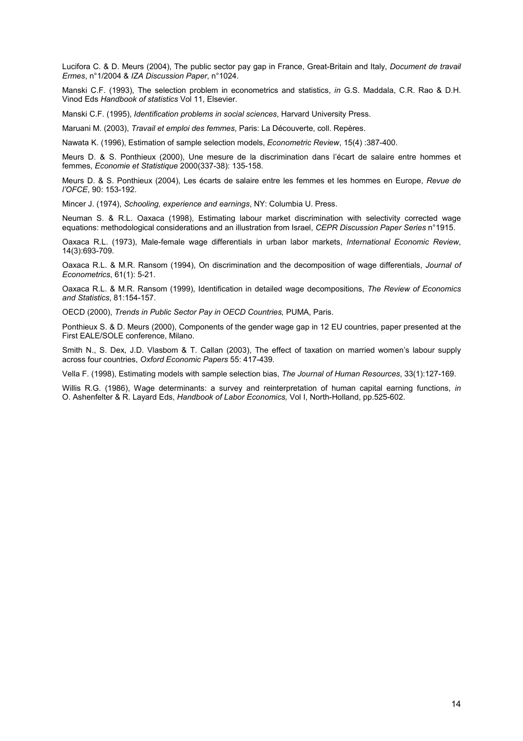Lucifora C. & D. Meurs (2004), The public sector pay gap in France, Great-Britain and Italy, *Document de travail Ermes*, n°1/2004 & *IZA Discussion Paper*, n°1024.

Manski C.F. (1993), The selection problem in econometrics and statistics, *in* G.S. Maddala, C.R. Rao & D.H. Vinod Eds *Handbook of statistics* Vol 11, Elsevier.

Manski C.F. (1995), *Identification problems in social sciences*, Harvard University Press.

Maruani M. (2003), *Travail et emploi des femmes*, Paris: La Découverte, coll. Repères.

Nawata K. (1996), Estimation of sample selection models, *Econometric Review*, 15(4) :387-400.

Meurs D. & S. Ponthieux (2000), Une mesure de la discrimination dans l'écart de salaire entre hommes et femmes, *Economie et Statistique* 2000(337-38): 135-158.

Meurs D. & S. Ponthieux (2004), Les écarts de salaire entre les femmes et les hommes en Europe, *Revue de l'OFCE*, 90: 153-192.

Mincer J. (1974), *Schooling, experience and earnings*, NY: Columbia U. Press.

Neuman S. & R.L. Oaxaca (1998), Estimating labour market discrimination with selectivity corrected wage equations: methodological considerations and an illustration from Israel, *CEPR Discussion Paper Series* n°1915.

Oaxaca R.L. (1973), Male-female wage differentials in urban labor markets, *International Economic Review*, 14(3):693-709.

Oaxaca R.L. & M.R. Ransom (1994), On discrimination and the decomposition of wage differentials, *Journal of Econometrics*, 61(1): 5-21.

Oaxaca R.L. & M.R. Ransom (1999), Identification in detailed wage decompositions, *The Review of Economics and Statistics*, 81:154-157.

OECD (2000), *Trends in Public Sector Pay in OECD Countries,* PUMA, Paris.

Ponthieux S. & D. Meurs (2000), Components of the gender wage gap in 12 EU countries, paper presented at the First EALE/SOLE conference, Milano.

Smith N., S. Dex, J.D. Vlasbom & T. Callan (2003), The effect of taxation on married women's labour supply across four countries, *Oxford Economic Papers* 55: 417-439.

Vella F. (1998), Estimating models with sample selection bias, *The Journal of Human Resources*, 33(1):127-169.

Willis R.G. (1986), Wage determinants: a survey and reinterpretation of human capital earning functions, *in* O. Ashenfelter & R. Layard Eds, *Handbook of Labor Economics,* Vol I, North-Holland, pp.525-602.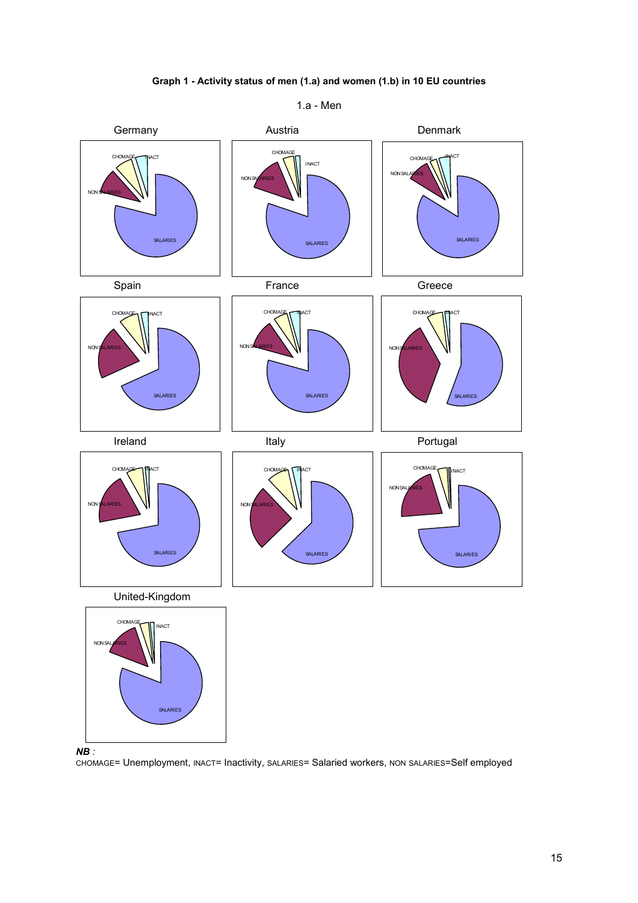**Graph 1 - Activity status of men (1.a) and women (1.b) in 10 EU countries**

1.a - Men

Germany

Austria

Denmark

Spain

France

Greece

Ireland

Italy

Portugal

United-Kingdom

***NB :***
CHOMAGE= Unemployment, INACT= Inactivity, SALARIES= Salaried workers, NON SALARIES=Self employed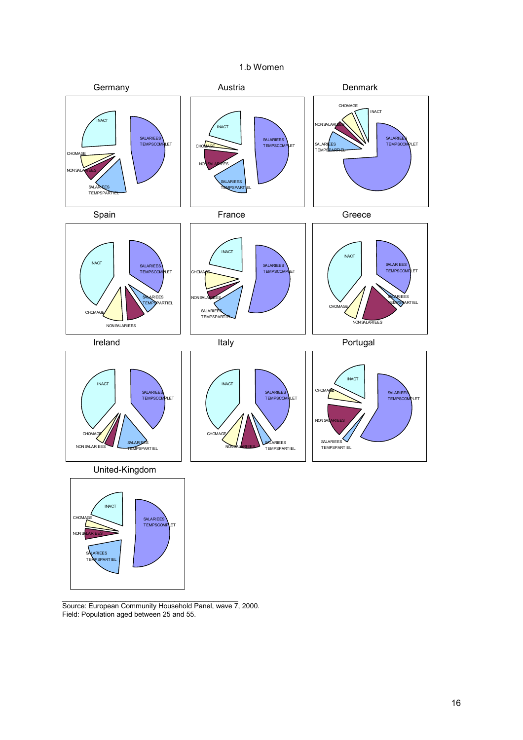1.b Women

Germany

Austria

Denmark

Spain

France

Greece

Ireland

Italy

Portugal

United-Kingdom

Source: European Community Household Panel, wave 7, 2000.
Field: Population aged between 25 and 55.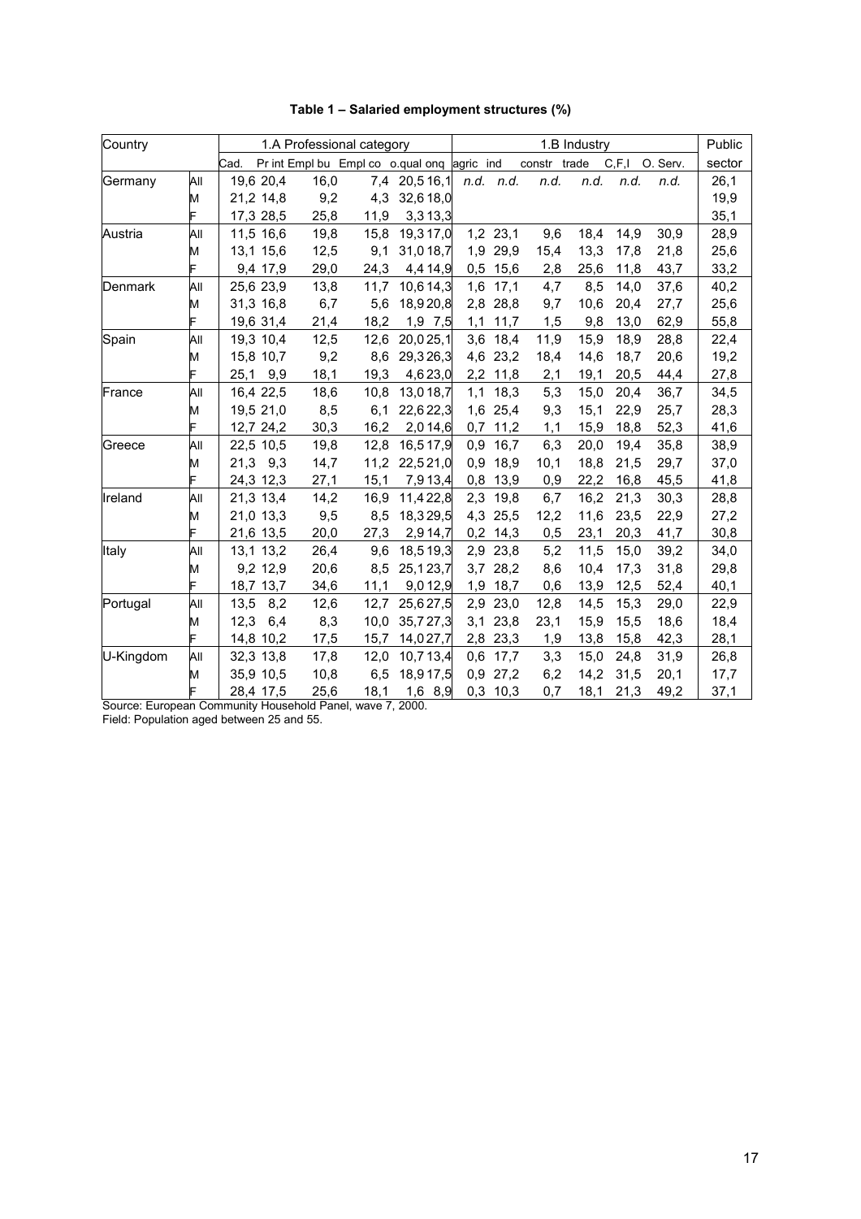**Table 1 – Salaried employment structures (%)**

| Country | | 1.A Professional category | | | | | | 1.B Industry | | | | | | Public |
|---|---|---|---|---|---|---|---|---|---|---|---|---|---|---|
| | | Cad. | Pr int | Empl bu | Empl co | o.qual | onq | agric | ind | constr | trade | C,F,I | O. Serv. | sector |
| Germany | All | 19,6 | 20,4 | 16,0 | 7,4 | 20,5 | 16,1 | n.d. | n.d. | n.d. | n.d. | n.d. | n.d. | 26,1 |
| | M | 21,2 | 14,8 | 9,2 | 4,3 | 32,6 | 18,0 | | | | | | | 19,9 |
| | F | 17,3 | 28,5 | 25,8 | 11,9 | 3,3 | 13,3 | | | | | | | 35,1 |
| Austria | All | 11,5 | 16,6 | 19,8 | 15,8 | 19,3 | 17,0 | 1,2 | 23,1 | 9,6 | 18,4 | 14,9 | 30,9 | 28,9 |
| | M | 13,1 | 15,6 | 12,5 | 9,1 | 31,0 | 18,7 | 1,9 | 29,9 | 15,4 | 13,3 | 17,8 | 21,8 | 25,6 |
| | F | 9,4 | 17,9 | 29,0 | 24,3 | 4,4 | 14,9 | 0,5 | 15,6 | 2,8 | 25,6 | 11,8 | 43,7 | 33,2 |
| Denmark | All | 25,6 | 23,9 | 13,8 | 11,7 | 10,6 | 14,3 | 1,6 | 17,1 | 4,7 | 8,5 | 14,0 | 37,6 | 40,2 |
| | M | 31,3 | 16,8 | 6,7 | 5,6 | 18,9 | 20,8 | 2,8 | 28,8 | 9,7 | 10,6 | 20,4 | 27,7 | 25,6 |
| | F | 19,6 | 31,4 | 21,4 | 18,2 | 1,9 | 7,5 | 1,1 | 11,7 | 1,5 | 9,8 | 13,0 | 62,9 | 55,8 |
| Spain | All | 19,3 | 10,4 | 12,5 | 12,6 | 20,0 | 25,1 | 3,6 | 18,4 | 11,9 | 15,9 | 18,9 | 28,8 | 22,4 |
| | M | 15,8 | 10,7 | 9,2 | 8,6 | 29,3 | 26,3 | 4,6 | 23,2 | 18,4 | 14,6 | 18,7 | 20,6 | 19,2 |
| | F | 25,1 | 9,9 | 18,1 | 19,3 | 4,6 | 23,0 | 2,2 | 11,8 | 2,1 | 19,1 | 20,5 | 44,4 | 27,8 |
| France | All | 16,4 | 22,5 | 18,6 | 10,8 | 13,0 | 18,7 | 1,1 | 18,3 | 5,3 | 15,0 | 20,4 | 36,7 | 34,5 |
| | M | 19,5 | 21,0 | 8,5 | 6,1 | 22,6 | 22,3 | 1,6 | 25,4 | 9,3 | 15,1 | 22,9 | 25,7 | 28,3 |
| | F | 12,7 | 24,2 | 30,3 | 16,2 | 2,0 | 14,6 | 0,7 | 11,2 | 1,1 | 15,9 | 18,8 | 52,3 | 41,6 |
| Greece | All | 22,5 | 10,5 | 19,8 | 12,8 | 16,5 | 17,9 | 0,9 | 16,7 | 6,3 | 20,0 | 19,4 | 35,8 | 38,9 |
| | M | 21,3 | 9,3 | 14,7 | 11,2 | 22,5 | 21,0 | 0,9 | 18,9 | 10,1 | 18,8 | 21,5 | 29,7 | 37,0 |
| | F | 24,3 | 12,3 | 27,1 | 15,1 | 7,9 | 13,4 | 0,8 | 13,9 | 0,9 | 22,2 | 16,8 | 45,5 | 41,8 |
| Ireland | All | 21,3 | 13,4 | 14,2 | 16,9 | 11,4 | 22,8 | 2,3 | 19,8 | 6,7 | 16,2 | 21,3 | 30,3 | 28,8 |
| | M | 21,0 | 13,3 | 9,5 | 8,5 | 18,3 | 29,5 | 4,3 | 25,5 | 12,2 | 11,6 | 23,5 | 22,9 | 27,2 |
| | F | 21,6 | 13,5 | 20,0 | 27,3 | 2,9 | 14,7 | 0,2 | 14,3 | 0,5 | 23,1 | 20,3 | 41,7 | 30,8 |
| Italy | All | 13,1 | 13,2 | 26,4 | 9,6 | 18,5 | 19,3 | 2,9 | 23,8 | 5,2 | 11,5 | 15,0 | 39,2 | 34,0 |
| | M | 9,2 | 12,9 | 20,6 | 8,5 | 25,1 | 23,7 | 3,7 | 28,2 | 8,6 | 10,4 | 17,3 | 31,8 | 29,8 |
| | F | 18,7 | 13,7 | 34,6 | 11,1 | 9,0 | 12,9 | 1,9 | 18,7 | 0,6 | 13,9 | 12,5 | 52,4 | 40,1 |
| Portugal | All | 13,5 | 8,2 | 12,6 | 12,7 | 25,6 | 27,5 | 2,9 | 23,0 | 12,8 | 14,5 | 15,3 | 29,0 | 22,9 |
| | M | 12,3 | 6,4 | 8,3 | 10,0 | 35,7 | 27,3 | 3,1 | 23,8 | 23,1 | 15,9 | 15,5 | 18,6 | 18,4 |
| | F | 14,8 | 10,2 | 17,5 | 15,7 | 14,0 | 27,7 | 2,8 | 23,3 | 1,9 | 13,8 | 15,8 | 42,3 | 28,1 |
| U-Kingdom | All | 32,3 | 13,8 | 17,8 | 12,0 | 10,7 | 13,4 | 0,6 | 17,7 | 3,3 | 15,0 | 24,8 | 31,9 | 26,8 |
| | M | 35,9 | 10,5 | 10,8 | 6,5 | 18,9 | 17,5 | 0,9 | 27,2 | 6,2 | 14,2 | 31,5 | 20,1 | 17,7 |
| | F | 28,4 | 17,5 | 25,6 | 18,1 | 1,6 | 8,9 | 0,3 | 10,3 | 0,7 | 18,1 | 21,3 | 49,2 | 37,1 |

Source: European Community Household Panel, wave 7, 2000.
Field: Population aged between 25 and 55.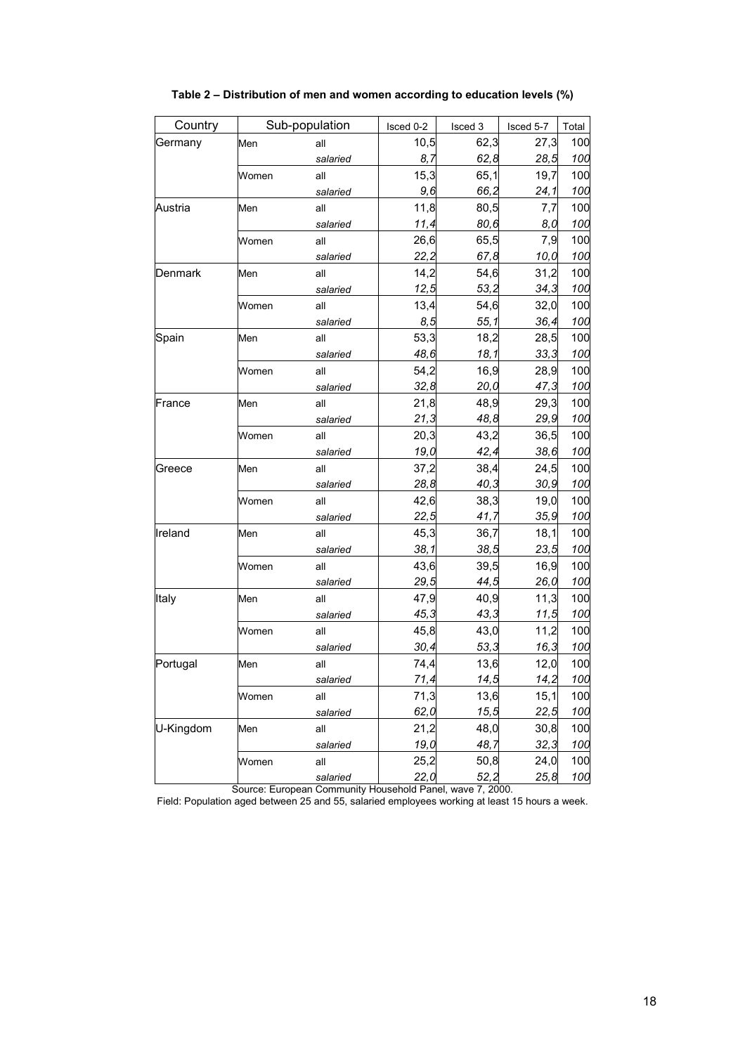**Table 2 – Distribution of men and women according to education levels (%)**

| Country | Sub-population | | Isced 0-2 | Isced 3 | Isced 5-7 | Total |
|---|---|---|---|---|---|---|
| Germany | Men | all | 10,5 | 62,3 | 27,3 | 100 |
| | | *salaried* | *8,7* | *62,8* | *28,5* | *100* |
| | Women | all | 15,3 | 65,1 | 19,7 | 100 |
| | | *salaried* | *9,6* | *66,2* | *24,1* | *100* |
| Austria | Men | all | 11,8 | 80,5 | 7,7 | 100 |
| | | *salaried* | *11,4* | *80,6* | *8,0* | *100* |
| | Women | all | 26,6 | 65,5 | 7,9 | 100 |
| | | *salaried* | *22,2* | *67,8* | *10,0* | *100* |
| Denmark | Men | all | 14,2 | 54,6 | 31,2 | 100 |
| | | *salaried* | *12,5* | *53,2* | *34,3* | *100* |
| | Women | all | 13,4 | 54,6 | 32,0 | 100 |
| | | *salaried* | *8,5* | *55,1* | *36,4* | *100* |
| Spain | Men | all | 53,3 | 18,2 | 28,5 | 100 |
| | | *salaried* | *48,6* | *18,1* | *33,3* | *100* |
| | Women | all | 54,2 | 16,9 | 28,9 | 100 |
| | | *salaried* | *32,8* | *20,0* | *47,3* | *100* |
| France | Men | all | 21,8 | 48,9 | 29,3 | 100 |
| | | *salaried* | *21,3* | *48,8* | *29,9* | *100* |
| | Women | all | 20,3 | 43,2 | 36,5 | 100 |
| | | *salaried* | *19,0* | *42,4* | *38,6* | *100* |
| Greece | Men | all | 37,2 | 38,4 | 24,5 | 100 |
| | | *salaried* | *28,8* | *40,3* | *30,9* | *100* |
| | Women | all | 42,6 | 38,3 | 19,0 | 100 |
| | | *salaried* | *22,5* | *41,7* | *35,9* | *100* |
| Ireland | Men | all | 45,3 | 36,7 | 18,1 | 100 |
| | | *salaried* | *38,1* | *38,5* | *23,5* | *100* |
| | Women | all | 43,6 | 39,5 | 16,9 | 100 |
| | | *salaried* | *29,5* | *44,5* | *26,0* | *100* |
| Italy | Men | all | 47,9 | 40,9 | 11,3 | 100 |
| | | *salaried* | *45,3* | *43,3* | *11,5* | *100* |
| | Women | all | 45,8 | 43,0 | 11,2 | 100 |
| | | *salaried* | *30,4* | *53,3* | *16,3* | *100* |
| Portugal | Men | all | 74,4 | 13,6 | 12,0 | 100 |
| | | *salaried* | *71,4* | *14,5* | *14,2* | *100* |
| | Women | all | 71,3 | 13,6 | 15,1 | 100 |
| | | *salaried* | *62,0* | *15,5* | *22,5* | *100* |
| U-Kingdom | Men | all | 21,2 | 48,0 | 30,8 | 100 |
| | | *salaried* | *19,0* | *48,7* | *32,3* | *100* |
| | Women | all | 25,2 | 50,8 | 24,0 | 100 |
| | | *salaried* | *22,0* | *52,2* | *25,8* | *100* |

Source: European Community Household Panel, wave 7, 2000.

Field: Population aged between 25 and 55, salaried employees working at least 15 hours a week.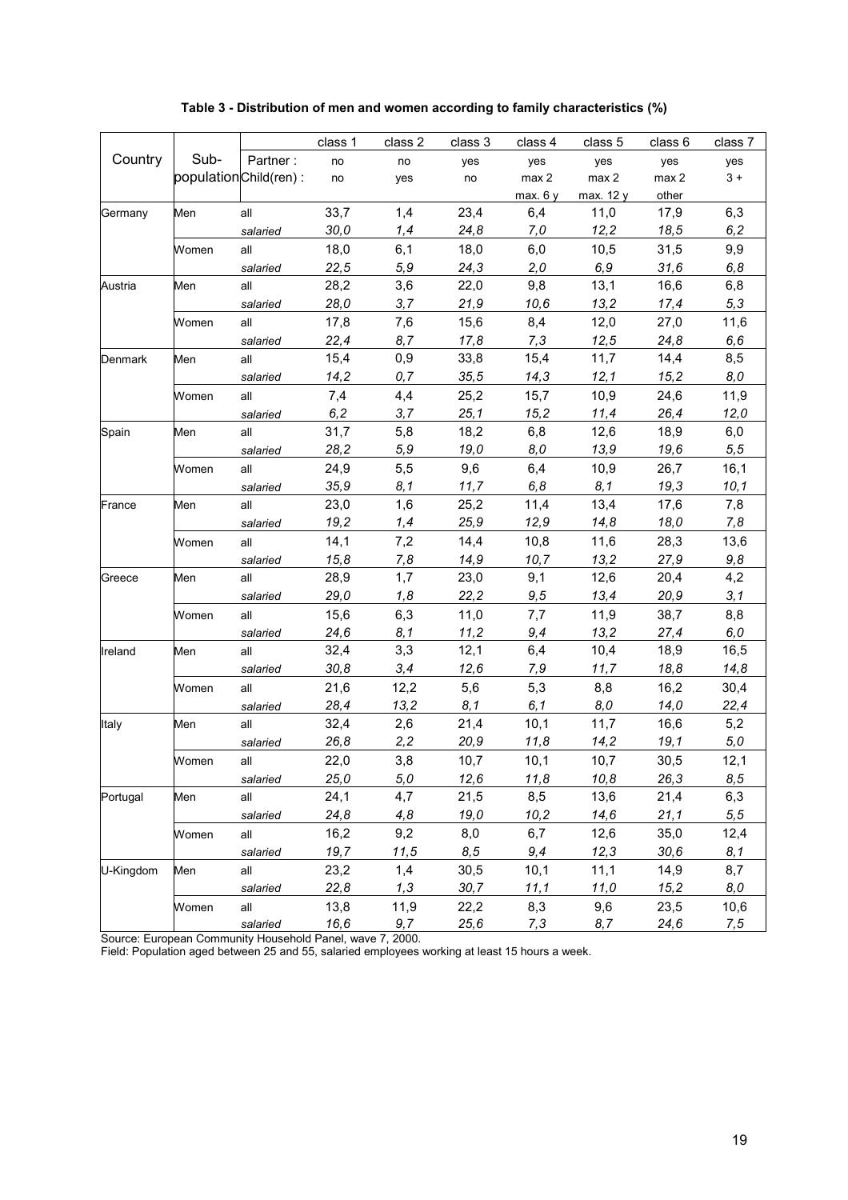**Table 3 - Distribution of men and women according to family characteristics (%)**

| Country | Sub-population | | class 1 | class 2 | class 3 | class 4 | class 5 | class 6 | class 7 |
|---|---|---|---|---|---|---|---|---|---|
| | | Partner : | no | no | yes | yes | yes | yes | yes |
| | | Child(ren) : | no | yes | no | max 2 | max 2 | max 2 | 3 + |
| | | | | | | max. 6 y | max. 12 y | other | |
| Germany | Men | all | 33,7 | 1,4 | 23,4 | 6,4 | 11,0 | 17,9 | 6,3 |
| | | *salaried* | *30,0* | *1,4* | *24,8* | *7,0* | *12,2* | *18,5* | *6,2* |
| | Women | all | 18,0 | 6,1 | 18,0 | 6,0 | 10,5 | 31,5 | 9,9 |
| | | *salaried* | *22,5* | *5,9* | *24,3* | *2,0* | *6,9* | *31,6* | *6,8* |
| Austria | Men | all | 28,2 | 3,6 | 22,0 | 9,8 | 13,1 | 16,6 | 6,8 |
| | | *salaried* | *28,0* | *3,7* | *21,9* | *10,6* | *13,2* | *17,4* | *5,3* |
| | Women | all | 17,8 | 7,6 | 15,6 | 8,4 | 12,0 | 27,0 | 11,6 |
| | | *salaried* | *22,4* | *8,7* | *17,8* | *7,3* | *12,5* | *24,8* | *6,6* |
| Denmark | Men | all | 15,4 | 0,9 | 33,8 | 15,4 | 11,7 | 14,4 | 8,5 |
| | | *salaried* | *14,2* | *0,7* | *35,5* | *14,3* | *12,1* | *15,2* | *8,0* |
| | Women | all | 7,4 | 4,4 | 25,2 | 15,7 | 10,9 | 24,6 | 11,9 |
| | | *salaried* | *6,2* | *3,7* | *25,1* | *15,2* | *11,4* | *26,4* | *12,0* |
| Spain | Men | all | 31,7 | 5,8 | 18,2 | 6,8 | 12,6 | 18,9 | 6,0 |
| | | *salaried* | *28,2* | *5,9* | *19,0* | *8,0* | *13,9* | *19,6* | *5,5* |
| | Women | all | 24,9 | 5,5 | 9,6 | 6,4 | 10,9 | 26,7 | 16,1 |
| | | *salaried* | *35,9* | *8,1* | *11,7* | *6,8* | *8,1* | *19,3* | *10,1* |
| France | Men | all | 23,0 | 1,6 | 25,2 | 11,4 | 13,4 | 17,6 | 7,8 |
| | | *salaried* | *19,2* | *1,4* | *25,9* | *12,9* | *14,8* | *18,0* | *7,8* |
| | Women | all | 14,1 | 7,2 | 14,4 | 10,8 | 11,6 | 28,3 | 13,6 |
| | | *salaried* | *15,8* | *7,8* | *14,9* | *10,7* | *13,2* | *27,9* | *9,8* |
| Greece | Men | all | 28,9 | 1,7 | 23,0 | 9,1 | 12,6 | 20,4 | 4,2 |
| | | *salaried* | *29,0* | *1,8* | *22,2* | *9,5* | *13,4* | *20,9* | *3,1* |
| | Women | all | 15,6 | 6,3 | 11,0 | 7,7 | 11,9 | 38,7 | 8,8 |
| | | *salaried* | *24,6* | *8,1* | *11,2* | *9,4* | *13,2* | *27,4* | *6,0* |
| Ireland | Men | all | 32,4 | 3,3 | 12,1 | 6,4 | 10,4 | 18,9 | 16,5 |
| | | *salaried* | *30,8* | *3,4* | *12,6* | *7,9* | *11,7* | *18,8* | *14,8* |
| | Women | all | 21,6 | 12,2 | 5,6 | 5,3 | 8,8 | 16,2 | 30,4 |
| | | *salaried* | *28,4* | *13,2* | *8,1* | *6,1* | *8,0* | *14,0* | *22,4* |
| Italy | Men | all | 32,4 | 2,6 | 21,4 | 10,1 | 11,7 | 16,6 | 5,2 |
| | | *salaried* | *26,8* | *2,2* | *20,9* | *11,8* | *14,2* | *19,1* | *5,0* |
| | Women | all | 22,0 | 3,8 | 10,7 | 10,1 | 10,7 | 30,5 | 12,1 |
| | | *salaried* | *25,0* | *5,0* | *12,6* | *11,8* | *10,8* | *26,3* | *8,5* |
| Portugal | Men | all | 24,1 | 4,7 | 21,5 | 8,5 | 13,6 | 21,4 | 6,3 |
| | | *salaried* | *24,8* | *4,8* | *19,0* | *10,2* | *14,6* | *21,1* | *5,5* |
| | Women | all | 16,2 | 9,2 | 8,0 | 6,7 | 12,6 | 35,0 | 12,4 |
| | | *salaried* | *19,7* | *11,5* | *8,5* | *9,4* | *12,3* | *30,6* | *8,1* |
| U-Kingdom | Men | all | 23,2 | 1,4 | 30,5 | 10,1 | 11,1 | 14,9 | 8,7 |
| | | *salaried* | *22,8* | *1,3* | *30,7* | *11,1* | *11,0* | *15,2* | *8,0* |
| | Women | all | 13,8 | 11,9 | 22,2 | 8,3 | 9,6 | 23,5 | 10,6 |
| | | *salaried* | *16,6* | *9,7* | *25,6* | *7,3* | *8,7* | *24,6* | *7,5* |

Source: European Community Household Panel, wave 7, 2000.
Field: Population aged between 25 and 55, salaried employees working at least 15 hours a week.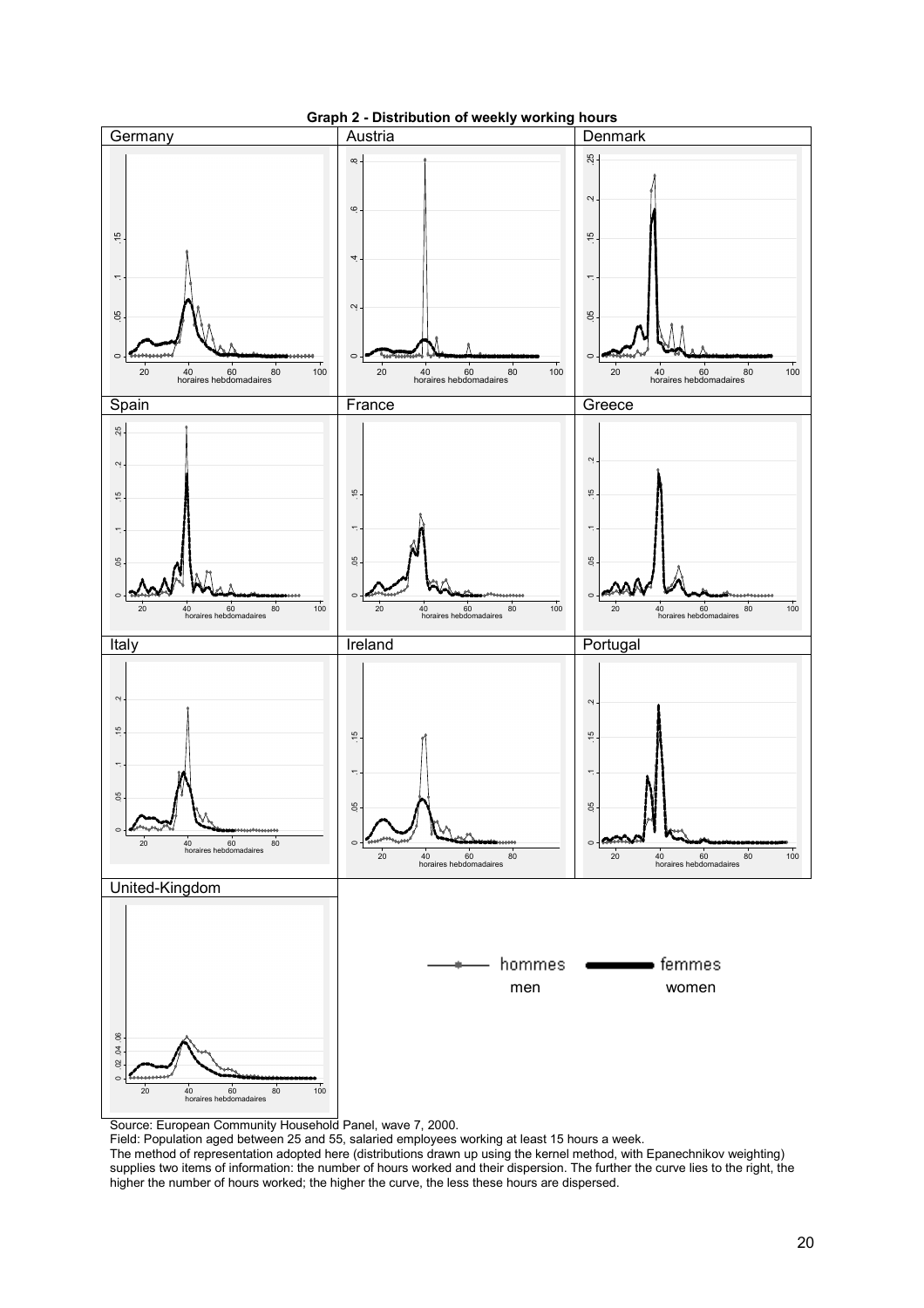**Graph 2 - Distribution of weekly working hours**

Source: European Community Household Panel, wave 7, 2000.
Field: Population aged between 25 and 55, salaried employees working at least 15 hours a week.
The method of representation adopted here (distributions drawn up using the kernel method, with Epanechnikov weighting) supplies two items of information: the number of hours worked and their dispersion. The further the curve lies to the right, the higher the number of hours worked; the higher the curve, the less these hours are dispersed.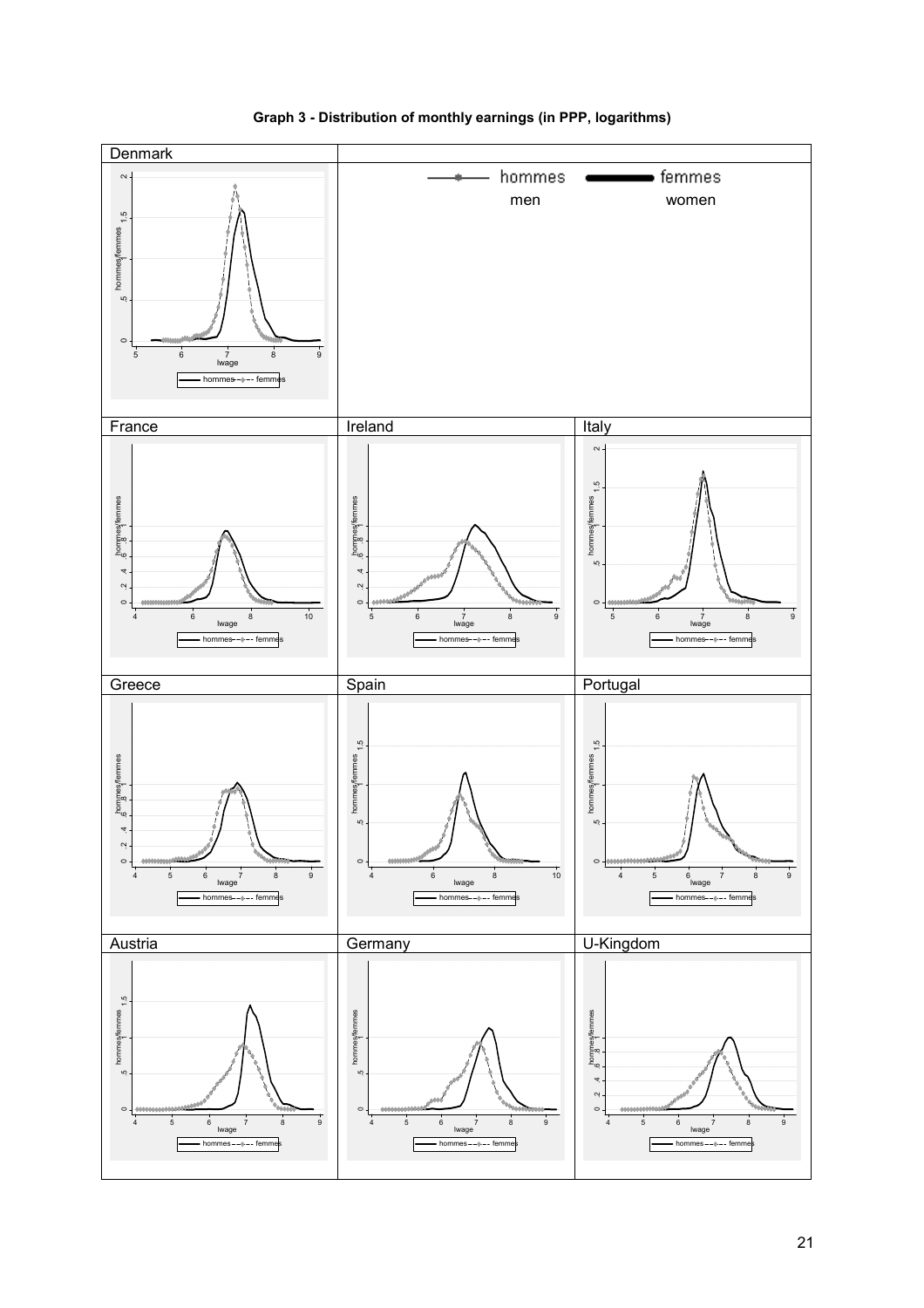**Graph 3 - Distribution of monthly earnings (in PPP, logarithms)**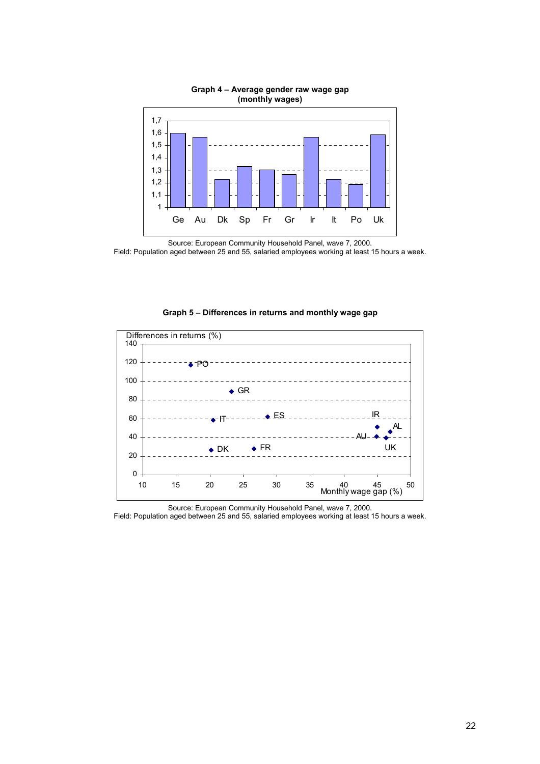**Graph 4 – Average gender raw wage gap (monthly wages)**

Source: European Community Household Panel, wave 7, 2000.
Field: Population aged between 25 and 55, salaried employees working at least 15 hours a week.

**Graph 5 – Differences in returns and monthly wage gap**

Source: European Community Household Panel, wave 7, 2000.
Field: Population aged between 25 and 55, salaried employees working at least 15 hours a week.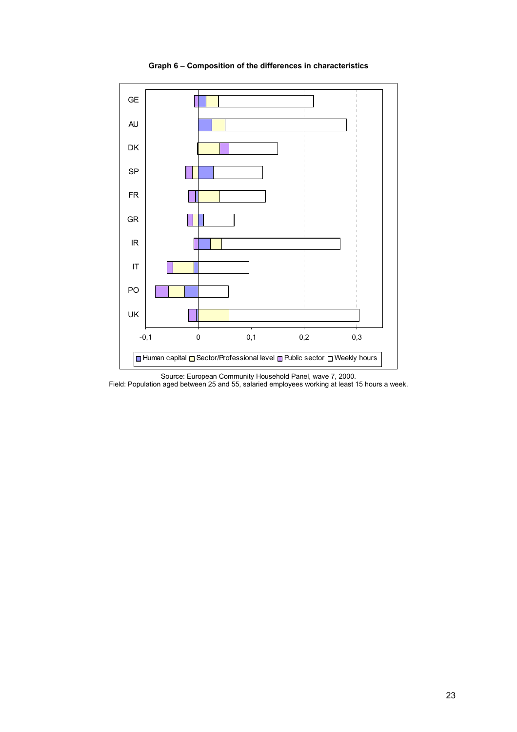**Graph 6 – Composition of the differences in characteristics**

Source: European Community Household Panel, wave 7, 2000.
Field: Population aged between 25 and 55, salaried employees working at least 15 hours a week.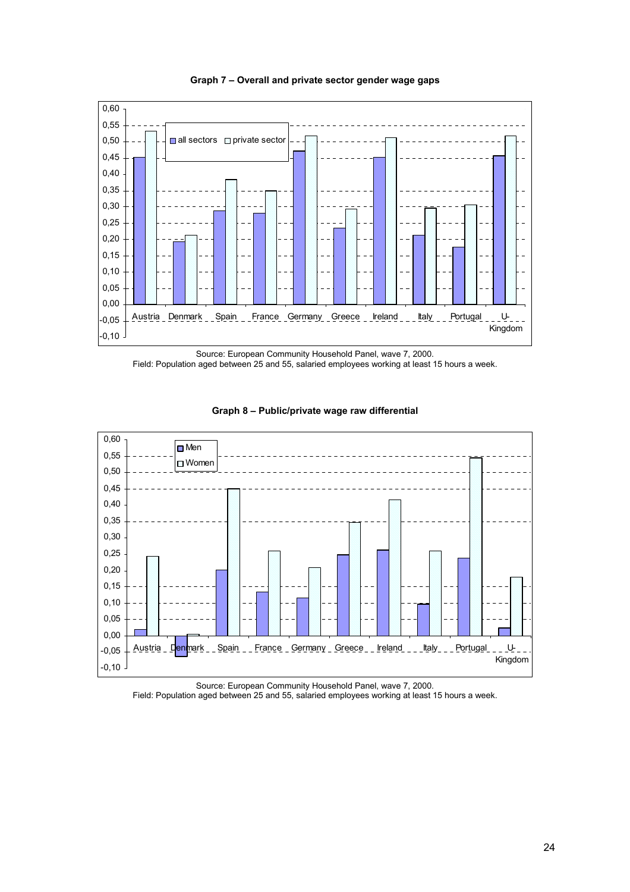**Graph 7 – Overall and private sector gender wage gaps**

Source: European Community Household Panel, wave 7, 2000.
Field: Population aged between 25 and 55, salaried employees working at least 15 hours a week.

**Graph 8 – Public/private wage raw differential**

Source: European Community Household Panel, wave 7, 2000.
Field: Population aged between 25 and 55, salaried employees working at least 15 hours a week.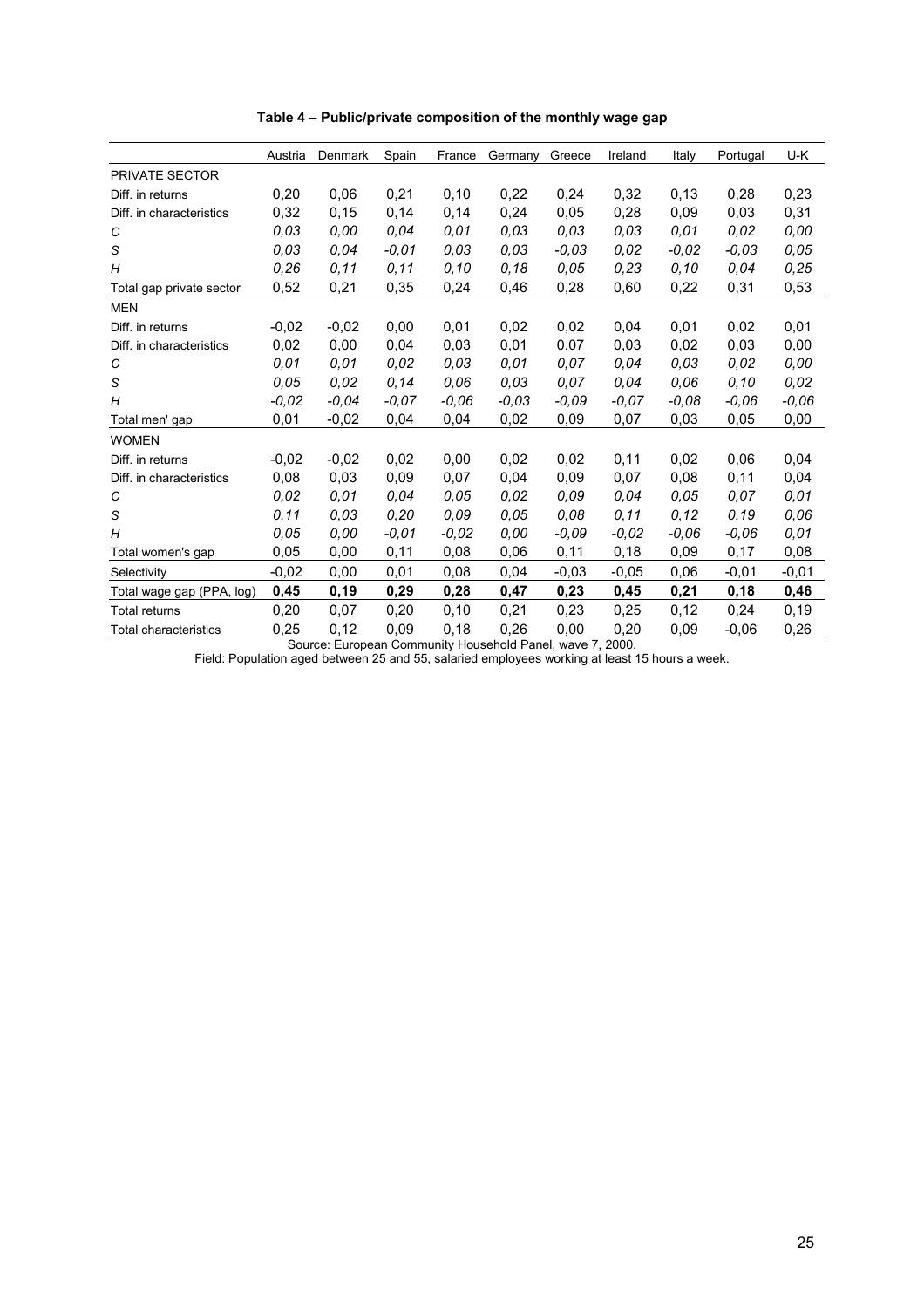**Table 4 – Public/private composition of the monthly wage gap**

| | Austria | Denmark | Spain | France | Germany | Greece | Ireland | Italy | Portugal | U-K |
|---|---|---|---|---|---|---|---|---|---|---|
| PRIVATE SECTOR | | | | | | | | | | |
| Diff. in returns | 0,20 | 0,06 | 0,21 | 0,10 | 0,22 | 0,24 | 0,32 | 0,13 | 0,28 | 0,23 |
| Diff. in characteristics | 0,32 | 0,15 | 0,14 | 0,14 | 0,24 | 0,05 | 0,28 | 0,09 | 0,03 | 0,31 |
| *C* | *0,03* | *0,00* | *0,04* | *0,01* | *0,03* | *0,03* | *0,03* | *0,01* | *0,02* | *0,00* |
| *S* | *0,03* | *0,04* | *-0,01* | *0,03* | *0,03* | *-0,03* | *0,02* | *-0,02* | *-0,03* | *0,05* |
| *H* | *0,26* | *0,11* | *0,11* | *0,10* | *0,18* | *0,05* | *0,23* | *0,10* | *0,04* | *0,25* |
| Total gap private sector | 0,52 | 0,21 | 0,35 | 0,24 | 0,46 | 0,28 | 0,60 | 0,22 | 0,31 | 0,53 |
| MEN | | | | | | | | | | |
| Diff. in returns | -0,02 | -0,02 | 0,00 | 0,01 | 0,02 | 0,02 | 0,04 | 0,01 | 0,02 | 0,01 |
| Diff. in characteristics | 0,02 | 0,00 | 0,04 | 0,03 | 0,01 | 0,07 | 0,03 | 0,02 | 0,03 | 0,00 |
| *C* | *0,01* | *0,01* | *0,02* | *0,03* | *0,01* | *0,07* | *0,04* | *0,03* | *0,02* | *0,00* |
| *S* | *0,05* | *0,02* | *0,14* | *0,06* | *0,03* | *0,07* | *0,04* | *0,06* | *0,10* | *0,02* |
| *H* | *-0,02* | *-0,04* | *-0,07* | *-0,06* | *-0,03* | *-0,09* | *-0,07* | *-0,08* | *-0,06* | *-0,06* |
| Total men' gap | 0,01 | -0,02 | 0,04 | 0,04 | 0,02 | 0,09 | 0,07 | 0,03 | 0,05 | 0,00 |
| WOMEN | | | | | | | | | | |
| Diff. in returns | -0,02 | -0,02 | 0,02 | 0,00 | 0,02 | 0,02 | 0,11 | 0,02 | 0,06 | 0,04 |
| Diff. in characteristics | 0,08 | 0,03 | 0,09 | 0,07 | 0,04 | 0,09 | 0,07 | 0,08 | 0,11 | 0,04 |
| *C* | *0,02* | *0,01* | *0,04* | *0,05* | *0,02* | *0,09* | *0,04* | *0,05* | *0,07* | *0,01* |
| *S* | *0,11* | *0,03* | *0,20* | *0,09* | *0,05* | *0,08* | *0,11* | *0,12* | *0,19* | *0,06* |
| *H* | *0,05* | *0,00* | *-0,01* | *-0,02* | *0,00* | *-0,09* | *-0,02* | *-0,06* | *-0,06* | *0,01* |
| Total women's gap | 0,05 | 0,00 | 0,11 | 0,08 | 0,06 | 0,11 | 0,18 | 0,09 | 0,17 | 0,08 |
| Selectivity | -0,02 | 0,00 | 0,01 | 0,08 | 0,04 | -0,03 | -0,05 | 0,06 | -0,01 | -0,01 |
| **Total wage gap (PPA, log)** | **0,45** | **0,19** | **0,29** | **0,28** | **0,47** | **0,23** | **0,45** | **0,21** | **0,18** | **0,46** |
| Total returns | 0,20 | 0,07 | 0,20 | 0,10 | 0,21 | 0,23 | 0,25 | 0,12 | 0,24 | 0,19 |
| Total characteristics | 0,25 | 0,12 | 0,09 | 0,18 | 0,26 | 0,00 | 0,20 | 0,09 | -0,06 | 0,26 |

Source: European Community Household Panel, wave 7, 2000.

Field: Population aged between 25 and 55, salaried employees working at least 15 hours a week.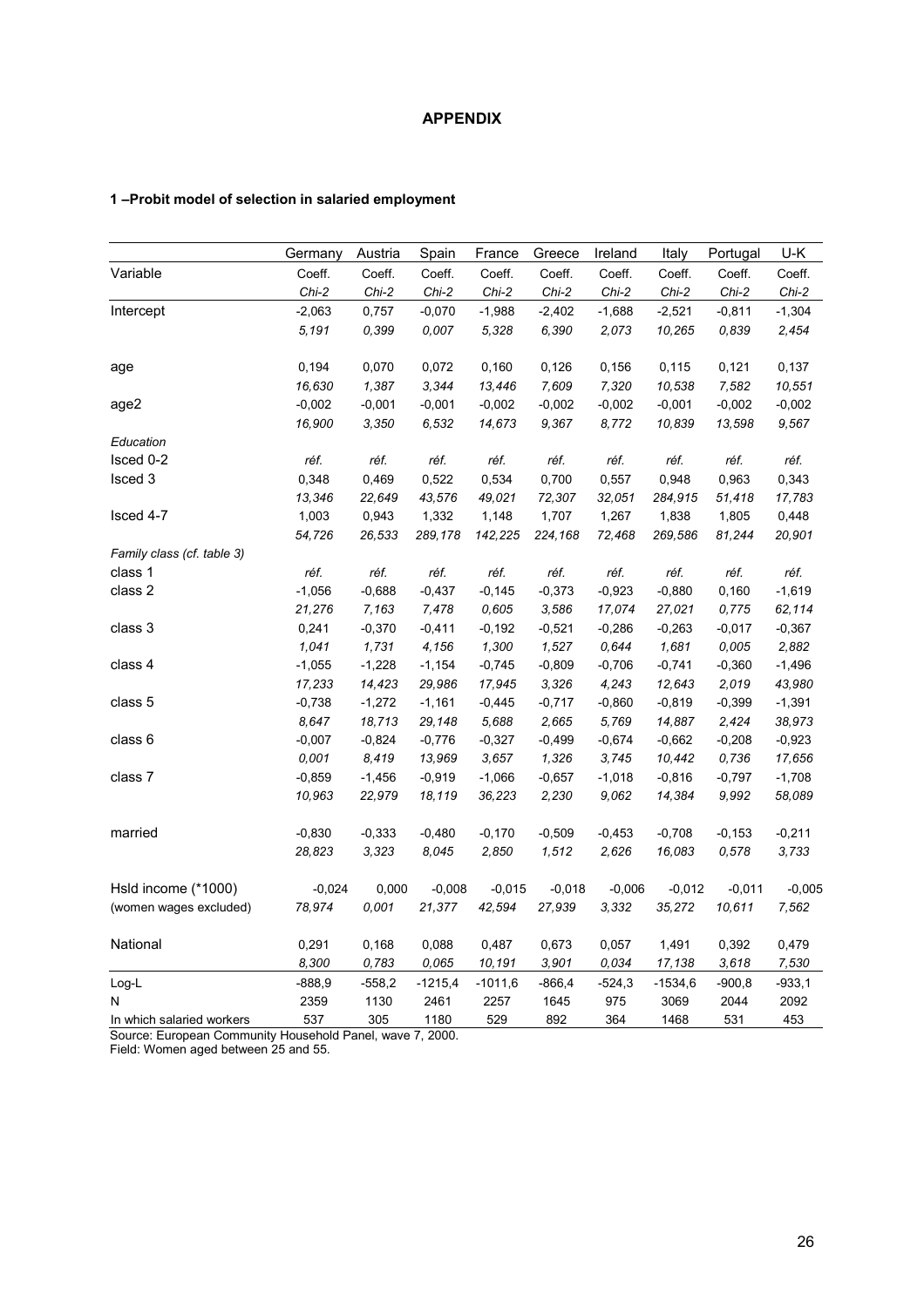# APPENDIX

## 1 –Probit model of selection in salaried employment

| | Germany | Austria | Spain | France | Greece | Ireland | Italy | Portugal | U-K |
|---|---|---|---|---|---|---|---|---|---|
| Variable | Coeff. | Coeff. | Coeff. | Coeff. | Coeff. | Coeff. | Coeff. | Coeff. | Coeff. |
| | *Chi-2* | *Chi-2* | *Chi-2* | *Chi-2* | *Chi-2* | *Chi-2* | *Chi-2* | *Chi-2* | *Chi-2* |
| Intercept | -2,063 | 0,757 | -0,070 | -1,988 | -2,402 | -1,688 | -2,521 | -0,811 | -1,304 |
| | *5,191* | *0,399* | *0,007* | *5,328* | *6,390* | *2,073* | *10,265* | *0,839* | *2,454* |
| age | 0,194 | 0,070 | 0,072 | 0,160 | 0,126 | 0,156 | 0,115 | 0,121 | 0,137 |
| | *16,630* | *1,387* | *3,344* | *13,446* | *7,609* | *7,320* | *10,538* | *7,582* | *10,551* |
| age2 | -0,002 | -0,001 | -0,001 | -0,002 | -0,002 | -0,002 | -0,001 | -0,002 | -0,002 |
| | *16,900* | *3,350* | *6,532* | *14,673* | *9,367* | *8,772* | *10,839* | *13,598* | *9,567* |
| *Education* | | | | | | | | | |
| Isced 0-2 | *réf.* | *réf.* | *réf.* | *réf.* | *réf.* | *réf.* | *réf.* | *réf.* | *réf.* |
| Isced 3 | 0,348 | 0,469 | 0,522 | 0,534 | 0,700 | 0,557 | 0,948 | 0,963 | 0,343 |
| | *13,346* | *22,649* | *43,576* | *49,021* | *72,307* | *32,051* | *284,915* | *51,418* | *17,783* |
| Isced 4-7 | 1,003 | 0,943 | 1,332 | 1,148 | 1,707 | 1,267 | 1,838 | 1,805 | 0,448 |
| | *54,726* | *26,533* | *289,178* | *142,225* | *224,168* | *72,468* | *269,586* | *81,244* | *20,901* |
| *Family class (cf. table 3)* | | | | | | | | | |
| class 1 | *réf.* | *réf.* | *réf.* | *réf.* | *réf.* | *réf.* | *réf.* | *réf.* | *réf.* |
| class 2 | -1,056 | -0,688 | -0,437 | -0,145 | -0,373 | -0,923 | -0,880 | 0,160 | -1,619 |
| | *21,276* | *7,163* | *7,478* | *0,605* | *3,586* | *17,074* | *27,021* | *0,775* | *62,114* |
| class 3 | 0,241 | -0,370 | -0,411 | -0,192 | -0,521 | -0,286 | -0,263 | -0,017 | -0,367 |
| | *1,041* | *1,731* | *4,156* | *1,300* | *1,527* | *0,644* | *1,681* | *0,005* | *2,882* |
| class 4 | -1,055 | -1,228 | -1,154 | -0,745 | -0,809 | -0,706 | -0,741 | -0,360 | -1,496 |
| | *17,233* | *14,423* | *29,986* | *17,945* | *3,326* | *4,243* | *12,643* | *2,019* | *43,980* |
| class 5 | -0,738 | -1,272 | -1,161 | -0,445 | -0,717 | -0,860 | -0,819 | -0,399 | -1,391 |
| | *8,647* | *18,713* | *29,148* | *5,688* | *2,665* | *5,769* | *14,887* | *2,424* | *38,973* |
| class 6 | -0,007 | -0,824 | -0,776 | -0,327 | -0,499 | -0,674 | -0,662 | -0,208 | -0,923 |
| | *0,001* | *8,419* | *13,969* | *3,657* | *1,326* | *3,745* | *10,442* | *0,736* | *17,656* |
| class 7 | -0,859 | -1,456 | -0,919 | -1,066 | -0,657 | -1,018 | -0,816 | -0,797 | -1,708 |
| | *10,963* | *22,979* | *18,119* | *36,223* | *2,230* | *9,062* | *14,384* | *9,992* | *58,089* |
| married | -0,830 | -0,333 | -0,480 | -0,170 | -0,509 | -0,453 | -0,708 | -0,153 | -0,211 |
| | *28,823* | *3,323* | *8,045* | *2,850* | *1,512* | *2,626* | *16,083* | *0,578* | *3,733* |
| Hsld income (*1000) | -0,024 | 0,000 | -0,008 | -0,015 | -0,018 | -0,006 | -0,012 | -0,011 | -0,005 |
| (women wages excluded) | *78,974* | *0,001* | *21,377* | *42,594* | *27,939* | *3,332* | *35,272* | *10,611* | *7,562* |
| National | 0,291 | 0,168 | 0,088 | 0,487 | 0,673 | 0,057 | 1,491 | 0,392 | 0,479 |
| | *8,300* | *0,783* | *0,065* | *10,191* | *3,901* | *0,034* | *17,138* | *3,618* | *7,530* |
| Log-L | -888,9 | -558,2 | -1215,4 | -1011,6 | -866,4 | -524,3 | -1534,6 | -900,8 | -933,1 |
| N | 2359 | 1130 | 2461 | 2257 | 1645 | 975 | 3069 | 2044 | 2092 |
| In which salaried workers | 537 | 305 | 1180 | 529 | 892 | 364 | 1468 | 531 | 453 |

Source: European Community Household Panel, wave 7, 2000.
Field: Women aged between 25 and 55.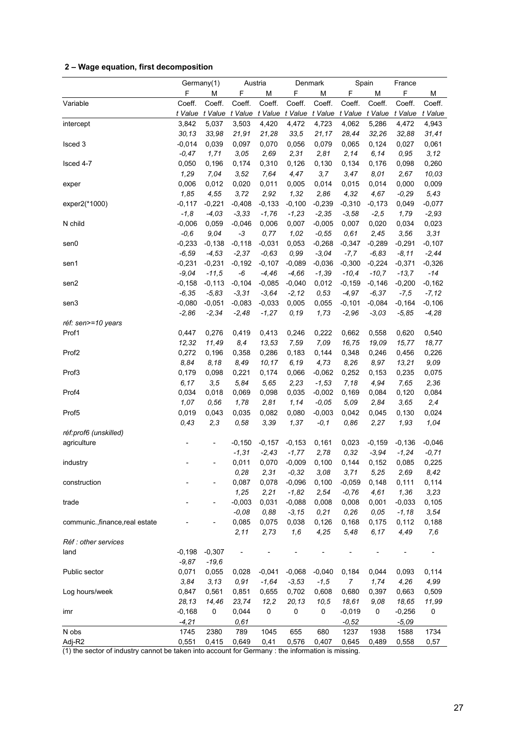**2 – Wage equation, first decomposition**

| | Germany(1) | | Austria | | Denmark | | Spain | | France | |
|---|---|---|---|---|---|---|---|---|---|---|
| | F | M | F | M | F | M | F | M | F | M |
| Variable | Coeff. | Coeff. | Coeff. | Coeff. | Coeff. | Coeff. | Coeff. | Coeff. | Coeff. | Coeff. |
| | *t Value* | *t Value* | *t Value* | *t Value* | *t Value* | *t Value* | *t Value* | *t Value* | *t Value* | *t Value* |
| intercept | 3,842 | 5,037 | 3,503 | 4,420 | 4,472 | 4,723 | 4,062 | 5,286 | 4,472 | 4,943 |
| | *30,13* | *33,98* | *21,91* | *21,28* | *33,5* | *21,17* | *28,44* | *32,26* | *32,88* | *31,41* |
| Isced 3 | -0,014 | 0,039 | 0,097 | 0,070 | 0,056 | 0,079 | 0,065 | 0,124 | 0,027 | 0,061 |
| | *-0,47* | *1,71* | *3,05* | *2,69* | *2,31* | *2,81* | *2,14* | *6,14* | *0,95* | *3,12* |
| Isced 4-7 | 0,050 | 0,196 | 0,174 | 0,310 | 0,126 | 0,130 | 0,134 | 0,176 | 0,098 | 0,260 |
| | *1,29* | *7,04* | *3,52* | *7,64* | *4,47* | *3,7* | *3,47* | *8,01* | *2,67* | *10,03* |
| exper | 0,006 | 0,012 | 0,020 | 0,011 | 0,005 | 0,014 | 0,015 | 0,014 | 0,000 | 0,009 |
| | *1,85* | *4,55* | *3,72* | *2,92* | *1,32* | *2,86* | *4,32* | *4,67* | *-0,29* | *5,43* |
| exper2(*1000) | -0,117 | -0,221 | -0,408 | -0,133 | -0,100 | -0,239 | -0,310 | -0,173 | 0,049 | -0,077 |
| | *-1,8* | *-4,03* | *-3,33* | *-1,76* | *-1,23* | *-2,35* | *-3,58* | *-2,5* | *1,79* | *-2,93* |
| N child | -0,006 | 0,059 | -0,046 | 0,006 | 0,007 | -0,005 | 0,007 | 0,020 | 0,034 | 0,023 |
| | *-0,6* | *9,04* | *-3* | *0,77* | *1,02* | *-0,55* | *0,61* | *2,45* | *3,56* | *3,31* |
| sen0 | -0,233 | -0,138 | -0,118 | -0,031 | 0,053 | -0,268 | -0,347 | -0,289 | -0,291 | -0,107 |
| | *-6,59* | *-4,53* | *-2,37* | *-0,63* | *0,99* | *-3,04* | *-7,7* | *-6,83* | *-8,11* | *-2,44* |
| sen1 | -0,231 | -0,231 | -0,192 | -0,107 | -0,089 | -0,036 | -0,300 | -0,224 | -0,371 | -0,326 |
| | *-9,04* | *-11,5* | *-6* | *-4,46* | *-4,66* | *-1,39* | *-10,4* | *-10,7* | *-13,7* | *-14* |
| sen2 | -0,158 | -0,113 | -0,104 | -0,085 | -0,040 | 0,012 | -0,159 | -0,146 | -0,200 | -0,162 |
| | *-6,35* | *-5,83* | *-3,31* | *-3,64* | *-2,12* | *0,53* | *-4,97* | *-6,37* | *-7,5* | *-7,12* |
| sen3 | -0,080 | -0,051 | -0,083 | -0,033 | 0,005 | 0,055 | -0,101 | -0,084 | -0,164 | -0,106 |
| | *-2,86* | *-2,34* | *-2,48* | *-1,27* | *0,19* | *1,73* | *-2,96* | *-3,03* | *-5,85* | *-4,28* |
| *réf: sen>=10 years* | | | | | | | | | | |
| Prof1 | 0,447 | 0,276 | 0,419 | 0,413 | 0,246 | 0,222 | 0,662 | 0,558 | 0,620 | 0,540 |
| | *12,32* | *11,49* | *8,4* | *13,53* | *7,59* | *7,09* | *16,75* | *19,09* | *15,77* | *18,77* |
| Prof2 | 0,272 | 0,196 | 0,358 | 0,286 | 0,183 | 0,144 | 0,348 | 0,246 | 0,456 | 0,226 |
| | *8,84* | *8,18* | *8,49* | *10,17* | *6,19* | *4,73* | *8,26* | *8,97* | *13,21* | *9,09* |
| Prof3 | 0,179 | 0,098 | 0,221 | 0,174 | 0,066 | -0,062 | 0,252 | 0,153 | 0,235 | 0,075 |
| | *6,17* | *3,5* | *5,84* | *5,65* | *2,23* | *-1,53* | *7,18* | *4,94* | *7,65* | *2,36* |
| Prof4 | 0,034 | 0,018 | 0,069 | 0,098 | 0,035 | -0,002 | 0,169 | 0,084 | 0,120 | 0,084 |
| | *1,07* | *0,56* | *1,78* | *2,81* | *1,14* | *-0,05* | *5,09* | *2,84* | *3,65* | *2,4* |
| Prof5 | 0,019 | 0,043 | 0,035 | 0,082 | 0,080 | -0,003 | 0,042 | 0,045 | 0,130 | 0,024 |
| | *0,43* | *2,3* | *0,58* | *3,39* | *1,37* | *-0,1* | *0,86* | *2,27* | *1,93* | *1,04* |
| *réf:prof6 (unskilled)* | | | | | | | | | | |
| agriculture | - | - | -0,150 | -0,157 | -0,153 | 0,161 | 0,023 | -0,159 | -0,136 | -0,046 |
| | | | *-1,31* | *-2,43* | *-1,77* | *2,78* | *0,32* | *-3,94* | *-1,24* | *-0,71* |
| industry | - | - | 0,011 | 0,070 | -0,009 | 0,100 | 0,144 | 0,152 | 0,085 | 0,225 |
| | | | *0,28* | *2,31* | *-0,32* | *3,08* | *3,71* | *5,25* | *2,69* | *8,42* |
| construction | - | - | 0,087 | 0,078 | -0,096 | 0,100 | -0,059 | 0,148 | 0,111 | 0,114 |
| | | | *1,25* | *2,21* | *-1,82* | *2,54* | *-0,76* | *4,61* | *1,36* | *3,23* |
| trade | - | - | -0,003 | 0,031 | -0,088 | 0,008 | 0,008 | 0,001 | -0,033 | 0,105 |
| | | | *-0,08* | *0,88* | *-3,15* | *0,21* | *0,26* | *0,05* | *-1,18* | *3,54* |
| communic.,finance,real estate | - | - | 0,085 | 0,075 | 0,038 | 0,126 | 0,168 | 0,175 | 0,112 | 0,188 |
| | | | *2,11* | *2,73* | *1,6* | *4,25* | *5,48* | *6,17* | *4,49* | *7,6* |
| *Réf : other services* | | | | | | | | | | |
| land | -0,198 | -0,307 | - | - | - | - | - | - | - | - |
| | *-9,87* | *-19,6* | | | | | | | | |
| Public sector | 0,071 | 0,055 | 0,028 | -0,041 | -0,068 | -0,040 | 0,184 | 0,044 | 0,093 | 0,114 |
| | *3,84* | *3,13* | *0,91* | *-1,64* | *-3,53* | *-1,5* | *7* | *1,74* | *4,26* | *4,99* |
| Log hours/week | 0,847 | 0,561 | 0,851 | 0,655 | 0,702 | 0,608 | 0,680 | 0,397 | 0,663 | 0,509 |
| | *28,13* | *14,46* | *23,74* | *12,2* | *20,13* | *10,5* | *18,61* | *9,08* | *18,65* | *11,99* |
| imr | -0,168 | 0 | 0,044 | 0 | 0 | 0 | -0,019 | 0 | -0,256 | 0 |
| | *-4,21* | | *0,61* | | | | *-0,52* | | *-5,09* | |
| N obs | 1745 | 2380 | 789 | 1045 | 655 | 680 | 1237 | 1938 | 1588 | 1734 |
| Adj-R2 | 0,551 | 0,415 | 0,649 | 0,41 | 0,576 | 0,407 | 0,645 | 0,489 | 0,558 | 0,57 |

(1) the sector of industry cannot be taken into account for Germany : the information is missing.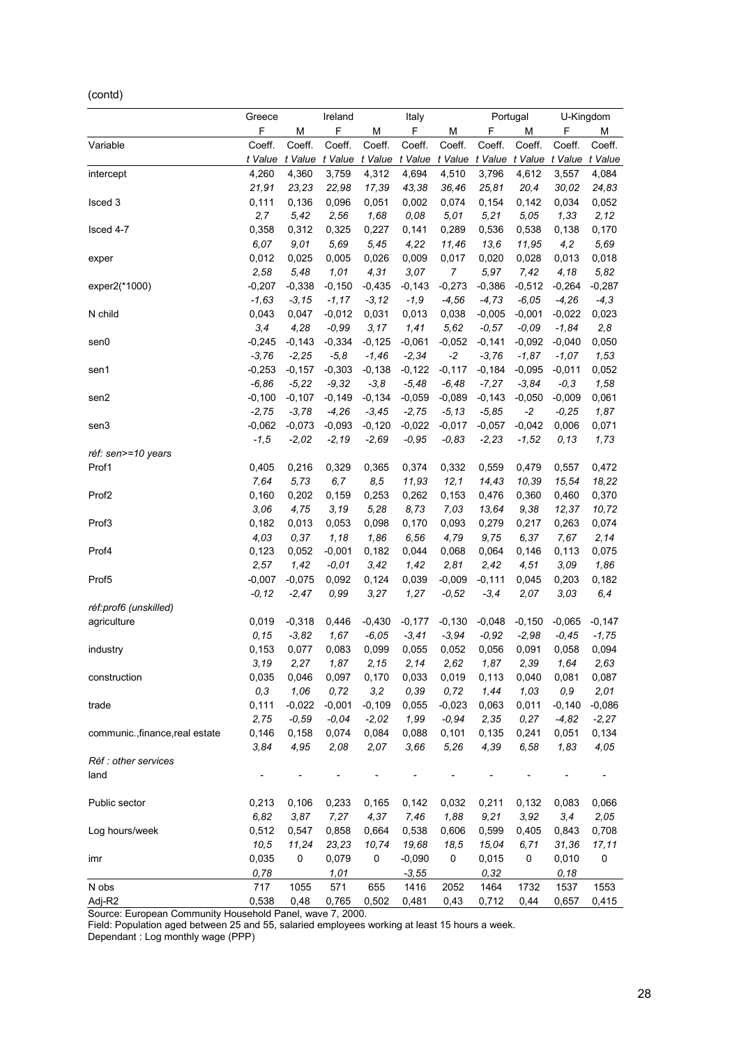(contd)

| | Greece | | Ireland | | Italy | | Portugal | | U-Kingdom | |
|---|---|---|---|---|---|---|---|---|---|---|
| | F | M | F | M | F | M | F | M | F | M |
| Variable | Coeff. | Coeff. | Coeff. | Coeff. | Coeff. | Coeff. | Coeff. | Coeff. | Coeff. | Coeff. |
| | *t Value* | *t Value* | *t Value* | *t Value* | *t Value* | *t Value* | *t Value* | *t Value* | *t Value* | *t Value* |
| intercept | 4,260 | 4,360 | 3,759 | 4,312 | 4,694 | 4,510 | 3,796 | 4,612 | 3,557 | 4,084 |
| | *21,91* | *23,23* | *22,98* | *17,39* | *43,38* | *36,46* | *25,81* | *20,4* | *30,02* | *24,83* |
| Isced 3 | 0,111 | 0,136 | 0,096 | 0,051 | 0,002 | 0,074 | 0,154 | 0,142 | 0,034 | 0,052 |
| | *2,7* | *5,42* | *2,56* | *1,68* | *0,08* | *5,01* | *5,21* | *5,05* | *1,33* | *2,12* |
| Isced 4-7 | 0,358 | 0,312 | 0,325 | 0,227 | 0,141 | 0,289 | 0,536 | 0,538 | 0,138 | 0,170 |
| | *6,07* | *9,01* | *5,69* | *5,45* | *4,22* | *11,46* | *13,6* | *11,95* | *4,2* | *5,69* |
| exper | 0,012 | 0,025 | 0,005 | 0,026 | 0,009 | 0,017 | 0,020 | 0,028 | 0,013 | 0,018 |
| | *2,58* | *5,48* | *1,01* | *4,31* | *3,07* | *7* | *5,97* | *7,42* | *4,18* | *5,82* |
| exper2(*1000) | -0,207 | -0,338 | -0,150 | -0,435 | -0,143 | -0,273 | -0,386 | -0,512 | -0,264 | -0,287 |
| | *-1,63* | *-3,15* | *-1,17* | *-3,12* | *-1,9* | *-4,56* | *-4,73* | *-6,05* | *-4,26* | *-4,3* |
| N child | 0,043 | 0,047 | -0,012 | 0,031 | 0,013 | 0,038 | -0,005 | -0,001 | -0,022 | 0,023 |
| | *3,4* | *4,28* | *-0,99* | *3,17* | *1,41* | *5,62* | *-0,57* | *-0,09* | *-1,84* | *2,8* |
| sen0 | -0,245 | -0,143 | -0,334 | -0,125 | -0,061 | -0,052 | -0,141 | -0,092 | -0,040 | 0,050 |
| | *-3,76* | *-2,25* | *-5,8* | *-1,46* | *-2,34* | *-2* | *-3,76* | *-1,87* | *-1,07* | *1,53* |
| sen1 | -0,253 | -0,157 | -0,303 | -0,138 | -0,122 | -0,117 | -0,184 | -0,095 | -0,011 | 0,052 |
| | *-6,86* | *-5,22* | *-9,32* | *-3,8* | *-5,48* | *-6,48* | *-7,27* | *-3,84* | *-0,3* | *1,58* |
| sen2 | -0,100 | -0,107 | -0,149 | -0,134 | -0,059 | -0,089 | -0,143 | -0,050 | -0,009 | 0,061 |
| | *-2,75* | *-3,78* | *-4,26* | *-3,45* | *-2,75* | *-5,13* | *-5,85* | *-2* | *-0,25* | *1,87* |
| sen3 | -0,062 | -0,073 | -0,093 | -0,120 | -0,022 | -0,017 | -0,057 | -0,042 | 0,006 | 0,071 |
| | *-1,5* | *-2,02* | *-2,19* | *-2,69* | *-0,95* | *-0,83* | *-2,23* | *-1,52* | *0,13* | *1,73* |
| *réf: sen>=10 years* | | | | | | | | | | |
| Prof1 | 0,405 | 0,216 | 0,329 | 0,365 | 0,374 | 0,332 | 0,559 | 0,479 | 0,557 | 0,472 |
| | *7,64* | *5,73* | *6,7* | *8,5* | *11,93* | *12,1* | *14,43* | *10,39* | *15,54* | *18,22* |
| Prof2 | 0,160 | 0,202 | 0,159 | 0,253 | 0,262 | 0,153 | 0,476 | 0,360 | 0,460 | 0,370 |
| | *3,06* | *4,75* | *3,19* | *5,28* | *8,73* | *7,03* | *13,64* | *9,38* | *12,37* | *10,72* |
| Prof3 | 0,182 | 0,013 | 0,053 | 0,098 | 0,170 | 0,093 | 0,279 | 0,217 | 0,263 | 0,074 |
| | *4,03* | *0,37* | *1,18* | *1,86* | *6,56* | *4,79* | *9,75* | *6,37* | *7,67* | *2,14* |
| Prof4 | 0,123 | 0,052 | -0,001 | 0,182 | 0,044 | 0,068 | 0,064 | 0,146 | 0,113 | 0,075 |
| | *2,57* | *1,42* | *-0,01* | *3,42* | *1,42* | *2,81* | *2,42* | *4,51* | *3,09* | *1,86* |
| Prof5 | -0,007 | -0,075 | 0,092 | 0,124 | 0,039 | -0,009 | -0,111 | 0,045 | 0,203 | 0,182 |
| | *-0,12* | *-2,47* | *0,99* | *3,27* | *1,27* | *-0,52* | *-3,4* | *2,07* | *3,03* | *6,4* |
| *réf:prof6 (unskilled)* | | | | | | | | | | |
| agriculture | 0,019 | -0,318 | 0,446 | -0,430 | -0,177 | -0,130 | -0,048 | -0,150 | -0,065 | -0,147 |
| | *0,15* | *-3,82* | *1,67* | *-6,05* | *-3,41* | *-3,94* | *-0,92* | *-2,98* | *-0,45* | *-1,75* |
| industry | 0,153 | 0,077 | 0,083 | 0,099 | 0,055 | 0,052 | 0,056 | 0,091 | 0,058 | 0,094 |
| | *3,19* | *2,27* | *1,87* | *2,15* | *2,14* | *2,62* | *1,87* | *2,39* | *1,64* | *2,63* |
| construction | 0,035 | 0,046 | 0,097 | 0,170 | 0,033 | 0,019 | 0,113 | 0,040 | 0,081 | 0,087 |
| | *0,3* | *1,06* | *0,72* | *3,2* | *0,39* | *0,72* | *1,44* | *1,03* | *0,9* | *2,01* |
| trade | 0,111 | -0,022 | -0,001 | -0,109 | 0,055 | -0,023 | 0,063 | 0,011 | -0,140 | -0,086 |
| | *2,75* | *-0,59* | *-0,04* | *-2,02* | *1,99* | *-0,94* | *2,35* | *0,27* | *-4,82* | *-2,27* |
| communic.,finance,real estate | 0,146 | 0,158 | 0,074 | 0,084 | 0,088 | 0,101 | 0,135 | 0,241 | 0,051 | 0,134 |
| | *3,84* | *4,95* | *2,08* | *2,07* | *3,66* | *5,26* | *4,39* | *6,58* | *1,83* | *4,05* |
| *Réf : other services* | | | | | | | | | | |
| land | - | - | - | - | - | - | - | - | - | - |
| Public sector | 0,213 | 0,106 | 0,233 | 0,165 | 0,142 | 0,032 | 0,211 | 0,132 | 0,083 | 0,066 |
| | *6,82* | *3,87* | *7,27* | *4,37* | *7,46* | *1,88* | *9,21* | *3,92* | *3,4* | *2,05* |
| Log hours/week | 0,512 | 0,547 | 0,858 | 0,664 | 0,538 | 0,606 | 0,599 | 0,405 | 0,843 | 0,708 |
| | *10,5* | *11,24* | *23,23* | *10,74* | *19,68* | *18,5* | *15,04* | *6,71* | *31,36* | *17,11* |
| imr | 0,035 | 0 | 0,079 | 0 | -0,090 | 0 | 0,015 | 0 | 0,010 | 0 |
| | *0,78* | | *1,01* | | *-3,55* | | *0,32* | | *0,18* | |
| N obs | 717 | 1055 | 571 | 655 | 1416 | 2052 | 1464 | 1732 | 1537 | 1553 |
| Adj-R2 | 0,538 | 0,48 | 0,765 | 0,502 | 0,481 | 0,43 | 0,712 | 0,44 | 0,657 | 0,415 |

Source: European Community Household Panel, wave 7, 2000.
Field: Population aged between 25 and 55, salaried employees working at least 15 hours a week.
Dependant : Log monthly wage (PPP)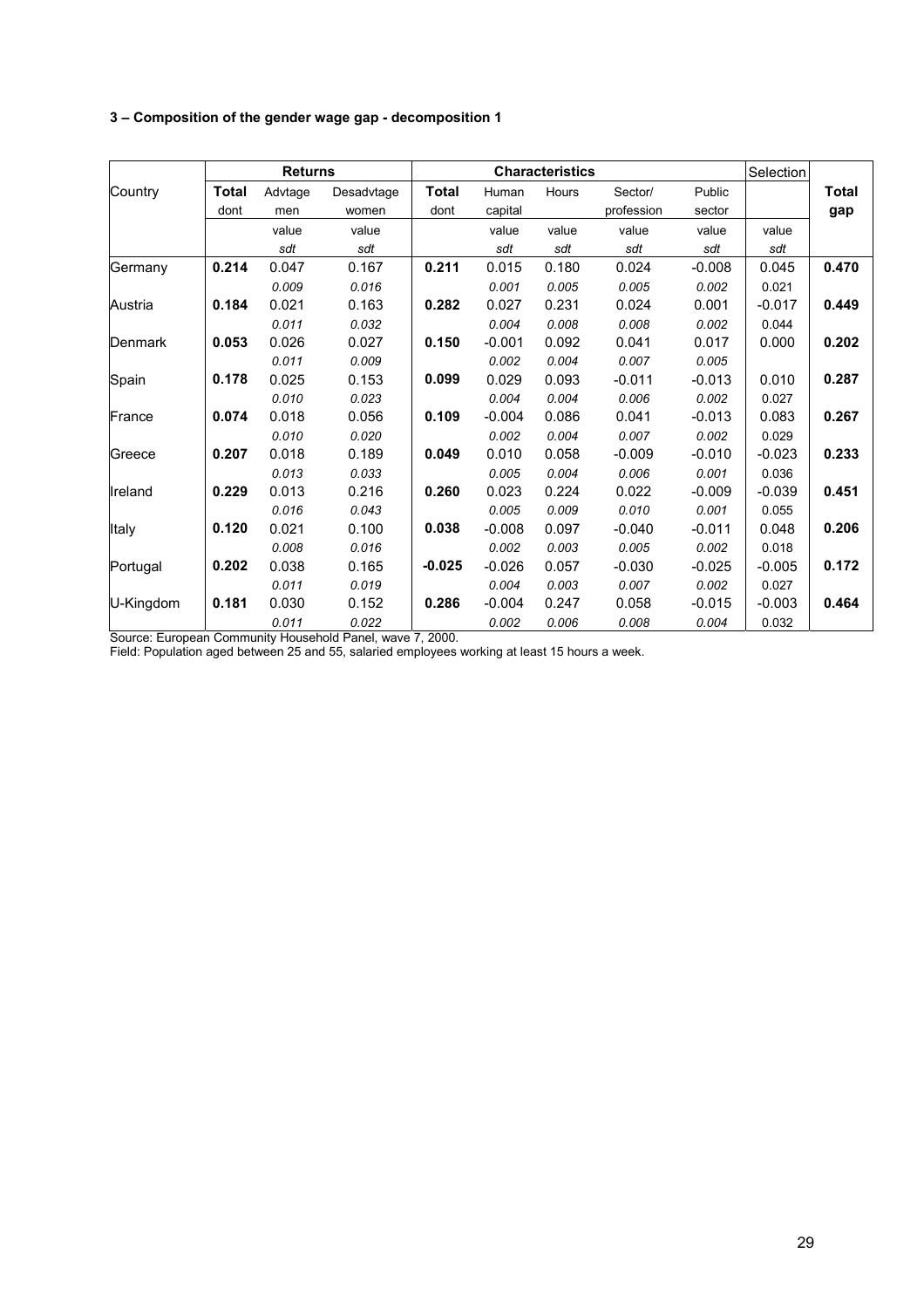**3 – Composition of the gender wage gap - decomposition 1**

| Country | Returns | | | Characteristics | | | | | Selection | Total gap |
|---|---|---|---|---|---|---|---|---|---|---|
| | **Total** dont | Advtage men | Desadvtage women | **Total** dont | Human capital | Hours | Sector/ profession | Public sector | | |
| | | value | value | | value | value | value | value | value | |
| | | *sdt* | *sdt* | | *sdt* | *sdt* | *sdt* | *sdt* | sdt | |
| Germany | **0.214** | 0.047 | 0.167 | **0.211** | 0.015 | 0.180 | 0.024 | -0.008 | 0.045 | **0.470** |
| | | *0.009* | *0.016* | | *0.001* | *0.005* | *0.005* | *0.002* | 0.021 | |
| Austria | **0.184** | 0.021 | 0.163 | **0.282** | 0.027 | 0.231 | 0.024 | 0.001 | -0.017 | **0.449** |
| | | *0.011* | *0.032* | | *0.004* | *0.008* | *0.008* | *0.002* | 0.044 | |
| Denmark | **0.053** | 0.026 | 0.027 | **0.150** | -0.001 | 0.092 | 0.041 | 0.017 | 0.000 | **0.202** |
| | | *0.011* | *0.009* | | *0.002* | *0.004* | *0.007* | *0.005* | | |
| Spain | **0.178** | 0.025 | 0.153 | **0.099** | 0.029 | 0.093 | -0.011 | -0.013 | 0.010 | **0.287** |
| | | *0.010* | *0.023* | | *0.004* | *0.004* | *0.006* | *0.002* | 0.027 | |
| France | **0.074** | 0.018 | 0.056 | **0.109** | -0.004 | 0.086 | 0.041 | -0.013 | 0.083 | **0.267** |
| | | *0.010* | *0.020* | | *0.002* | *0.004* | *0.007* | *0.002* | 0.029 | |
| Greece | **0.207** | 0.018 | 0.189 | **0.049** | 0.010 | 0.058 | -0.009 | -0.010 | -0.023 | **0.233** |
| | | *0.013* | *0.033* | | *0.005* | *0.004* | *0.006* | *0.001* | 0.036 | |
| Ireland | **0.229** | 0.013 | 0.216 | **0.260** | 0.023 | 0.224 | 0.022 | -0.009 | -0.039 | **0.451** |
| | | *0.016* | *0.043* | | *0.005* | *0.009* | *0.010* | *0.001* | 0.055 | |
| Italy | **0.120** | 0.021 | 0.100 | **0.038** | -0.008 | 0.097 | -0.040 | -0.011 | 0.048 | **0.206** |
| | | *0.008* | *0.016* | | *0.002* | *0.003* | *0.005* | *0.002* | 0.018 | |
| Portugal | **0.202** | 0.038 | 0.165 | **-0.025** | -0.026 | 0.057 | -0.030 | -0.025 | -0.005 | **0.172** |
| | | *0.011* | *0.019* | | *0.004* | *0.003* | *0.007* | *0.002* | 0.027 | |
| U-Kingdom | **0.181** | 0.030 | 0.152 | **0.286** | -0.004 | 0.247 | 0.058 | -0.015 | -0.003 | **0.464** |
| | | *0.011* | *0.022* | | *0.002* | *0.006* | *0.008* | *0.004* | 0.032 | |

Source: European Community Household Panel, wave 7, 2000.
Field: Population aged between 25 and 55, salaried employees working at least 15 hours a week.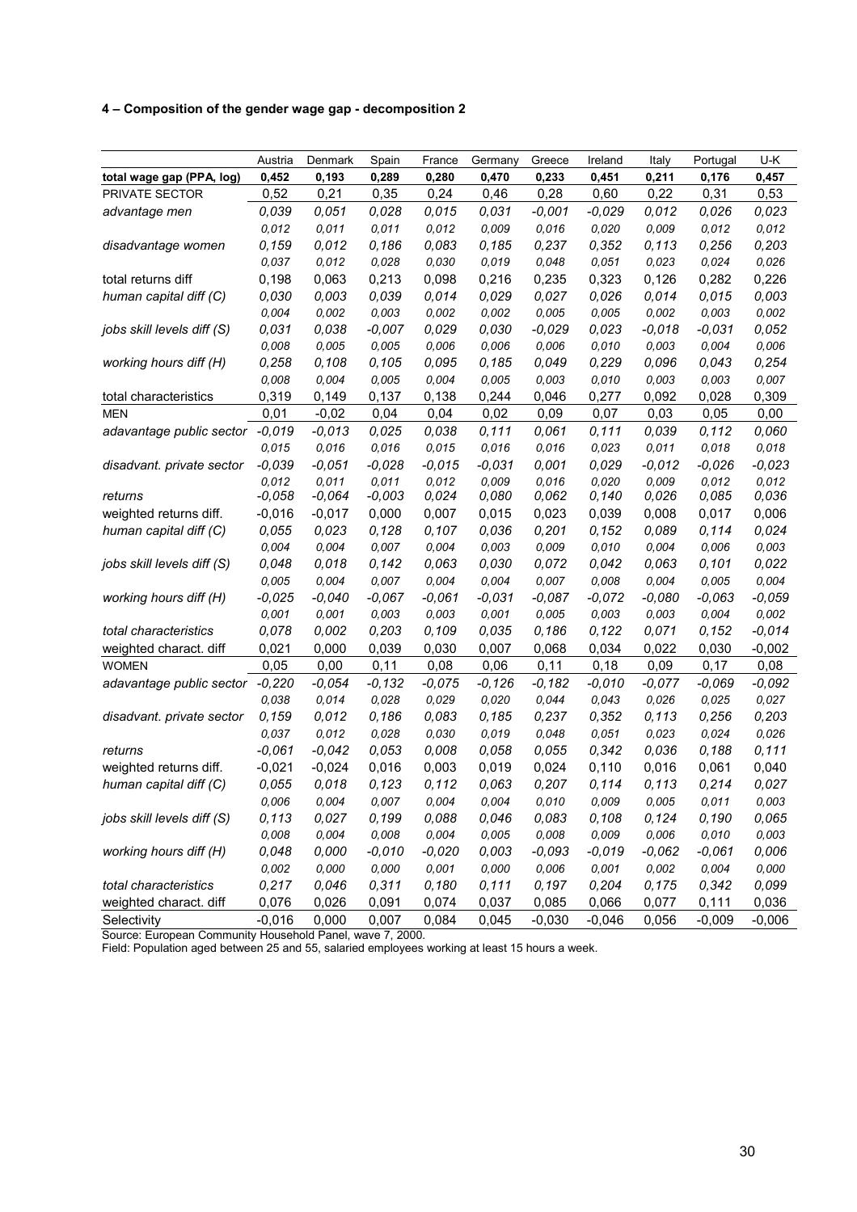**4 – Composition of the gender wage gap - decomposition 2**

| | Austria | Denmark | Spain | France | Germany | Greece | Ireland | Italy | Portugal | U-K |
|---|---|---|---|---|---|---|---|---|---|---|
| **total wage gap (PPA, log)** | **0,452** | **0,193** | **0,289** | **0,280** | **0,470** | **0,233** | **0,451** | **0,211** | **0,176** | **0,457** |
| PRIVATE SECTOR | 0,52 | 0,21 | 0,35 | 0,24 | 0,46 | 0,28 | 0,60 | 0,22 | 0,31 | 0,53 |
| *advantage men* | *0,039* | *0,051* | *0,028* | *0,015* | *0,031* | *-0,001* | *-0,029* | *0,012* | *0,026* | *0,023* |
| | *0,012* | *0,011* | *0,011* | *0,012* | *0,009* | *0,016* | *0,020* | *0,009* | *0,012* | *0,012* |
| *disadvantage women* | *0,159* | *0,012* | *0,186* | *0,083* | *0,185* | *0,237* | *0,352* | *0,113* | *0,256* | *0,203* |
| | *0,037* | *0,012* | *0,028* | *0,030* | *0,019* | *0,048* | *0,051* | *0,023* | *0,024* | *0,026* |
| total returns diff | 0,198 | 0,063 | 0,213 | 0,098 | 0,216 | 0,235 | 0,323 | 0,126 | 0,282 | 0,226 |
| *human capital diff (C)* | *0,030* | *0,003* | *0,039* | *0,014* | *0,029* | *0,027* | *0,026* | *0,014* | *0,015* | *0,003* |
| | *0,004* | *0,002* | *0,003* | *0,002* | *0,002* | *0,005* | *0,005* | *0,002* | *0,003* | *0,002* |
| *jobs skill levels diff (S)* | *0,031* | *0,038* | *-0,007* | *0,029* | *0,030* | *-0,029* | *0,023* | *-0,018* | *-0,031* | *0,052* |
| | *0,008* | *0,005* | *0,005* | *0,006* | *0,006* | *0,006* | *0,010* | *0,003* | *0,004* | *0,006* |
| *working hours diff (H)* | *0,258* | *0,108* | *0,105* | *0,095* | *0,185* | *0,049* | *0,229* | *0,096* | *0,043* | *0,254* |
| | *0,008* | *0,004* | *0,005* | *0,004* | *0,005* | *0,003* | *0,010* | *0,003* | *0,003* | *0,007* |
| total characteristics | 0,319 | 0,149 | 0,137 | 0,138 | 0,244 | 0,046 | 0,277 | 0,092 | 0,028 | 0,309 |
| MEN | 0,01 | -0,02 | 0,04 | 0,04 | 0,02 | 0,09 | 0,07 | 0,03 | 0,05 | 0,00 |
| *adavantage public sector* | *-0,019* | *-0,013* | *0,025* | *0,038* | *0,111* | *0,061* | *0,111* | *0,039* | *0,112* | *0,060* |
| | *0,015* | *0,016* | *0,016* | *0,015* | *0,016* | *0,016* | *0,023* | *0,011* | *0,018* | *0,018* |
| *disadvant. private sector* | *-0,039* | *-0,051* | *-0,028* | *-0,015* | *-0,031* | *0,001* | *0,029* | *-0,012* | *-0,026* | *-0,023* |
| | *0,012* | *0,011* | *0,011* | *0,012* | *0,009* | *0,016* | *0,020* | *0,009* | *0,012* | *0,012* |
| *returns* | *-0,058* | *-0,064* | *-0,003* | *0,024* | *0,080* | *0,062* | *0,140* | *0,026* | *0,085* | *0,036* |
| weighted returns diff. | -0,016 | -0,017 | 0,000 | 0,007 | 0,015 | 0,023 | 0,039 | 0,008 | 0,017 | 0,006 |
| *human capital diff (C)* | *0,055* | *0,023* | *0,128* | *0,107* | *0,036* | *0,201* | *0,152* | *0,089* | *0,114* | *0,024* |
| | *0,004* | *0,004* | *0,007* | *0,004* | *0,003* | *0,009* | *0,010* | *0,004* | *0,006* | *0,003* |
| *jobs skill levels diff (S)* | *0,048* | *0,018* | *0,142* | *0,063* | *0,030* | *0,072* | *0,042* | *0,063* | *0,101* | *0,022* |
| | *0,005* | *0,004* | *0,007* | *0,004* | *0,004* | *0,007* | *0,008* | *0,004* | *0,005* | *0,004* |
| *working hours diff (H)* | *-0,025* | *-0,040* | *-0,067* | *-0,061* | *-0,031* | *-0,087* | *-0,072* | *-0,080* | *-0,063* | *-0,059* |
| | *0,001* | *0,001* | *0,003* | *0,003* | *0,001* | *0,005* | *0,003* | *0,003* | *0,004* | *0,002* |
| *total characteristics* | *0,078* | *0,002* | *0,203* | *0,109* | *0,035* | *0,186* | *0,122* | *0,071* | *0,152* | *-0,014* |
| weighted charact. diff | 0,021 | 0,000 | 0,039 | 0,030 | 0,007 | 0,068 | 0,034 | 0,022 | 0,030 | -0,002 |
| WOMEN | 0,05 | 0,00 | 0,11 | 0,08 | 0,06 | 0,11 | 0,18 | 0,09 | 0,17 | 0,08 |
| *adavantage public sector* | *-0,220* | *-0,054* | *-0,132* | *-0,075* | *-0,126* | *-0,182* | *-0,010* | *-0,077* | *-0,069* | *-0,092* |
| | *0,038* | *0,014* | *0,028* | *0,029* | *0,020* | *0,044* | *0,043* | *0,026* | *0,025* | *0,027* |
| *disadvant. private sector* | *0,159* | *0,012* | *0,186* | *0,083* | *0,185* | *0,237* | *0,352* | *0,113* | *0,256* | *0,203* |
| | *0,037* | *0,012* | *0,028* | *0,030* | *0,019* | *0,048* | *0,051* | *0,023* | *0,024* | *0,026* |
| *returns* | *-0,061* | *-0,042* | *0,053* | *0,008* | *0,058* | *0,055* | *0,342* | *0,036* | *0,188* | *0,111* |
| weighted returns diff. | -0,021 | -0,024 | 0,016 | 0,003 | 0,019 | 0,024 | 0,110 | 0,016 | 0,061 | 0,040 |
| *human capital diff (C)* | *0,055* | *0,018* | *0,123* | *0,112* | *0,063* | *0,207* | *0,114* | *0,113* | *0,214* | *0,027* |
| | *0,006* | *0,004* | *0,007* | *0,004* | *0,004* | *0,010* | *0,009* | *0,005* | *0,011* | *0,003* |
| *jobs skill levels diff (S)* | *0,113* | *0,027* | *0,199* | *0,088* | *0,046* | *0,083* | *0,108* | *0,124* | *0,190* | *0,065* |
| | *0,008* | *0,004* | *0,008* | *0,004* | *0,005* | *0,008* | *0,009* | *0,006* | *0,010* | *0,003* |
| *working hours diff (H)* | *0,048* | *0,000* | *-0,010* | *-0,020* | *0,003* | *-0,093* | *-0,019* | *-0,062* | *-0,061* | *0,006* |
| | *0,002* | *0,000* | *0,000* | *0,001* | *0,000* | *0,006* | *0,001* | *0,002* | *0,004* | *0,000* |
| *total characteristics* | *0,217* | *0,046* | *0,311* | *0,180* | *0,111* | *0,197* | *0,204* | *0,175* | *0,342* | *0,099* |
| weighted charact. diff | 0,076 | 0,026 | 0,091 | 0,074 | 0,037 | 0,085 | 0,066 | 0,077 | 0,111 | 0,036 |
| Selectivity | -0,016 | 0,000 | 0,007 | 0,084 | 0,045 | -0,030 | -0,046 | 0,056 | -0,009 | -0,006 |

Source: European Community Household Panel, wave 7, 2000.
Field: Population aged between 25 and 55, salaried employees working at least 15 hours a week.